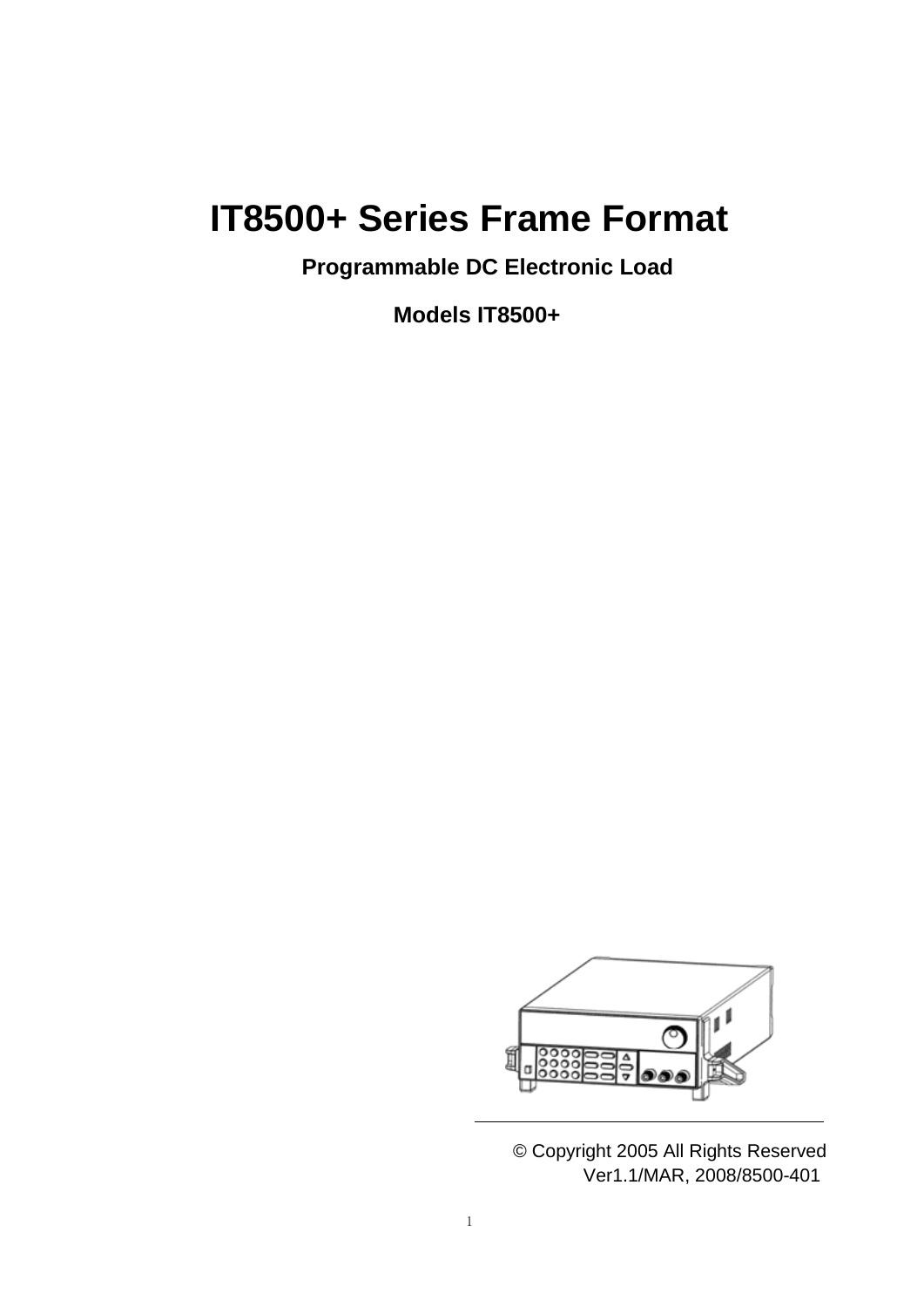# IT8500+ Series Frame Format

**Programmable DC Electronic Load**

**Models IT8500+**

© Copyright 2005 All Rights Reserved

Ver1.1/MAR, 2008/8500-401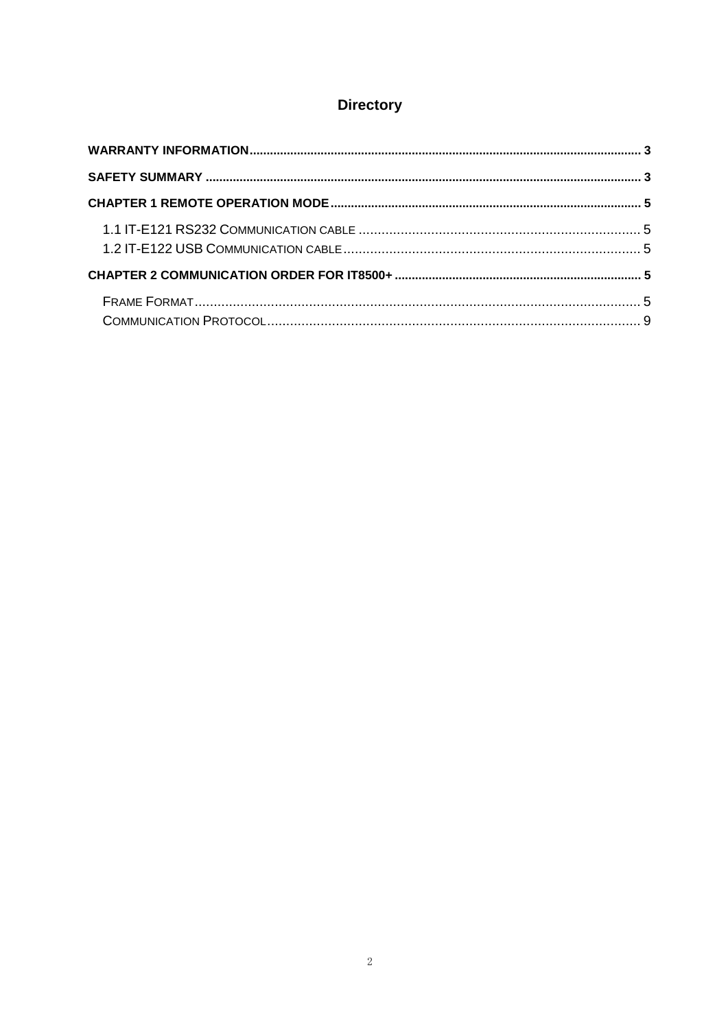# Directory

**WARRANTY INFORMATION** .......... **3**

**SAFETY SUMMARY** .......... **3**

**CHAPTER 1 REMOTE OPERATION MODE** .......... **5**

- 1.1 IT-E121 RS232 COMMUNICATION CABLE .......... 5
- 1.2 IT-E122 USB COMMUNICATION CABLE .......... 5

**CHAPTER 2 COMMUNICATION ORDER FOR IT8500+** .......... **5**

- FRAME FORMAT .......... 5
- COMMUNICATION PROTOCOL .......... 9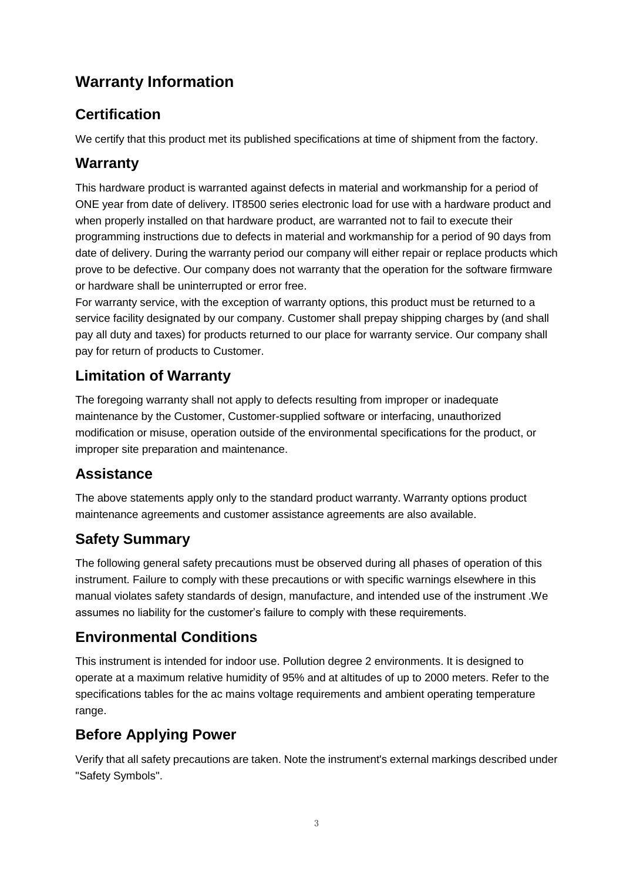# Warranty Information

## Certification

We certify that this product met its published specifications at time of shipment from the factory.

## Warranty

This hardware product is warranted against defects in material and workmanship for a period of ONE year from date of delivery. IT8500 series electronic load for use with a hardware product and when properly installed on that hardware product, are warranted not to fail to execute their programming instructions due to defects in material and workmanship for a period of 90 days from date of delivery. During the warranty period our company will either repair or replace products which prove to be defective. Our company does not warranty that the operation for the software firmware or hardware shall be uninterrupted or error free.

For warranty service, with the exception of warranty options, this product must be returned to a service facility designated by our company. Customer shall prepay shipping charges by (and shall pay all duty and taxes) for products returned to our place for warranty service. Our company shall pay for return of products to Customer.

## Limitation of Warranty

The foregoing warranty shall not apply to defects resulting from improper or inadequate maintenance by the Customer, Customer-supplied software or interfacing, unauthorized modification or misuse, operation outside of the environmental specifications for the product, or improper site preparation and maintenance.

## Assistance

The above statements apply only to the standard product warranty. Warranty options product maintenance agreements and customer assistance agreements are also available.

## Safety Summary

The following general safety precautions must be observed during all phases of operation of this instrument. Failure to comply with these precautions or with specific warnings elsewhere in this manual violates safety standards of design, manufacture, and intended use of the instrument .We assumes no liability for the customer's failure to comply with these requirements.

## Environmental Conditions

This instrument is intended for indoor use. Pollution degree 2 environments. It is designed to operate at a maximum relative humidity of 95% and at altitudes of up to 2000 meters. Refer to the specifications tables for the ac mains voltage requirements and ambient operating temperature range.

## Before Applying Power

Verify that all safety precautions are taken. Note the instrument's external markings described under "Safety Symbols".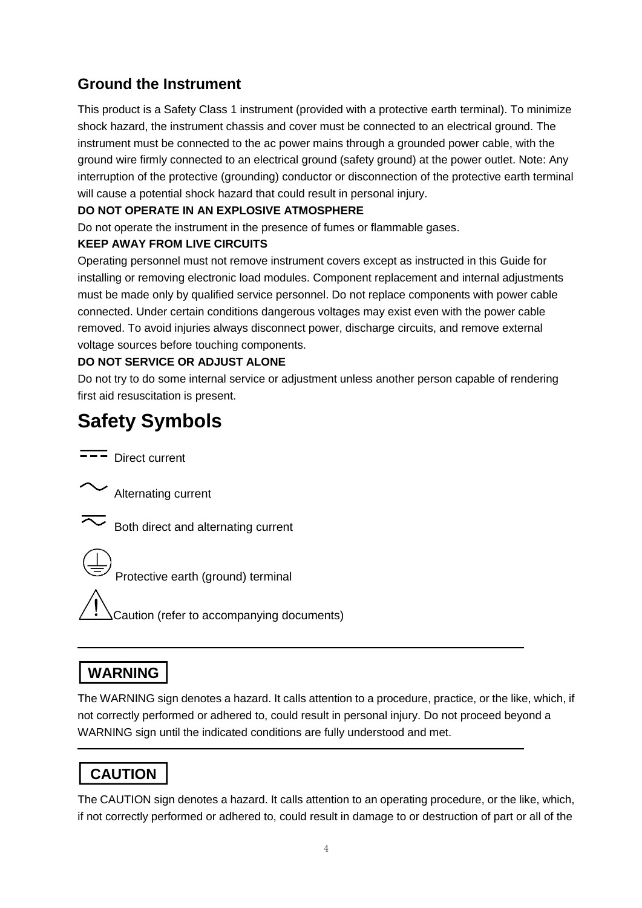## Ground the Instrument

This product is a Safety Class 1 instrument (provided with a protective earth terminal). To minimize shock hazard, the instrument chassis and cover must be connected to an electrical ground. The instrument must be connected to the ac power mains through a grounded power cable, with the ground wire firmly connected to an electrical ground (safety ground) at the power outlet. Note: Any interruption of the protective (grounding) conductor or disconnection of the protective earth terminal will cause a potential shock hazard that could result in personal injury.

**DO NOT OPERATE IN AN EXPLOSIVE ATMOSPHERE**

Do not operate the instrument in the presence of fumes or flammable gases.

**KEEP AWAY FROM LIVE CIRCUITS**

Operating personnel must not remove instrument covers except as instructed in this Guide for installing or removing electronic load modules. Component replacement and internal adjustments must be made only by qualified service personnel. Do not replace components with power cable connected. Under certain conditions dangerous voltages may exist even with the power cable removed. To avoid injuries always disconnect power, discharge circuits, and remove external voltage sources before touching components.

**DO NOT SERVICE OR ADJUST ALONE**

Do not try to do some internal service or adjustment unless another person capable of rendering first aid resuscitation is present.

# Safety Symbols

⎓ Direct current

∼ Alternating current

⏦ Both direct and alternating current

⏚ Protective earth (ground) terminal

⚠ Caution (refer to accompanying documents)

---

**WARNING**

The WARNING sign denotes a hazard. It calls attention to a procedure, practice, or the like, which, if not correctly performed or adhered to, could result in personal injury. Do not proceed beyond a WARNING sign until the indicated conditions are fully understood and met.

---

**CAUTION**

The CAUTION sign denotes a hazard. It calls attention to an operating procedure, or the like, which, if not correctly performed or adhered to, could result in damage to or destruction of part or all of the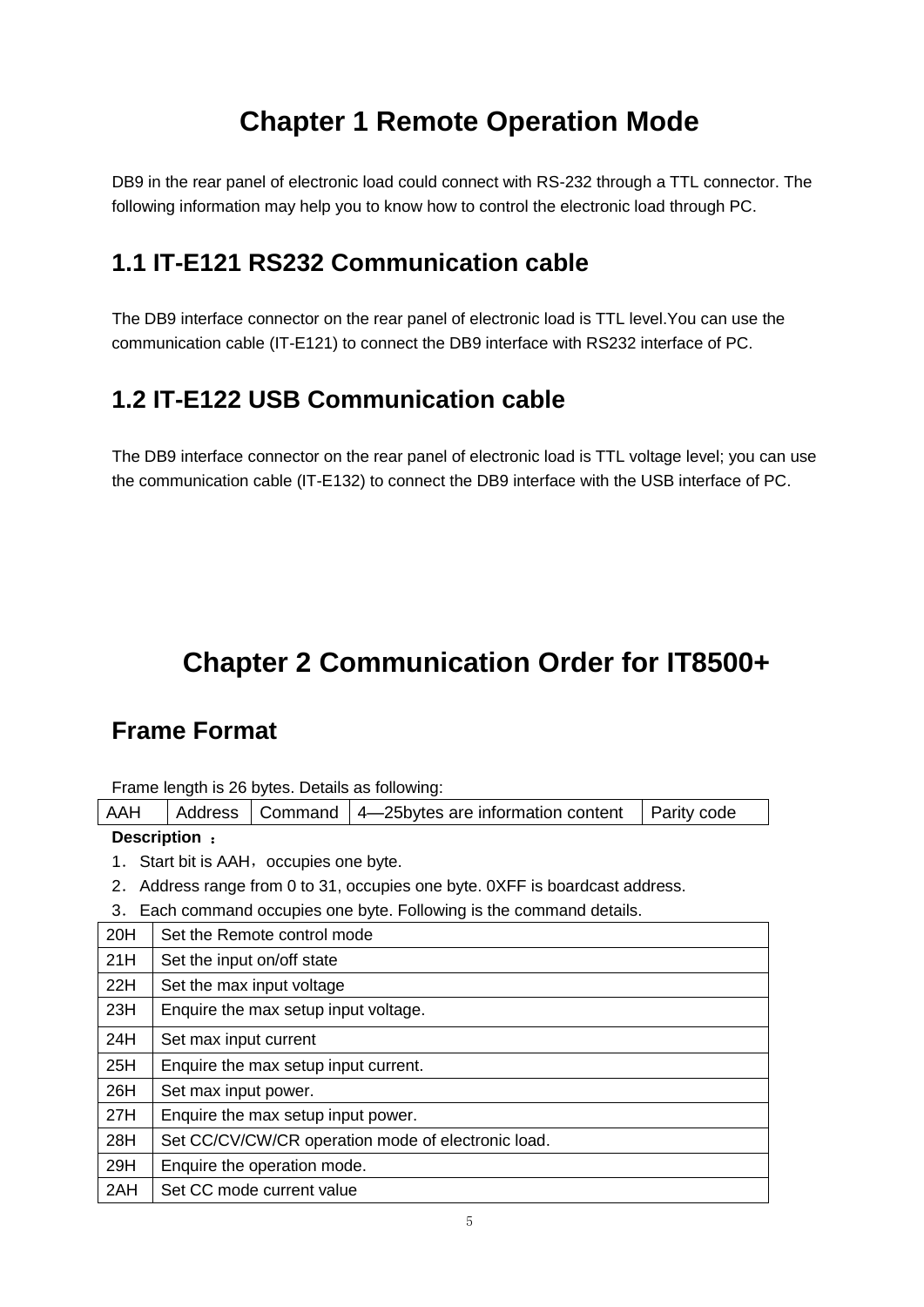# Chapter 1 Remote Operation Mode

DB9 in the rear panel of electronic load could connect with RS-232 through a TTL connector. The following information may help you to know how to control the electronic load through PC.

## 1.1 IT-E121 RS232 Communication cable

The DB9 interface connector on the rear panel of electronic load is TTL level.You can use the communication cable (IT-E121) to connect the DB9 interface with RS232 interface of PC.

## 1.2 IT-E122 USB Communication cable

The DB9 interface connector on the rear panel of electronic load is TTL voltage level; you can use the communication cable (IT-E132) to connect the DB9 interface with the USB interface of PC.

# Chapter 2 Communication Order for IT8500+

## Frame Format

Frame length is 26 bytes. Details as following:

| AAH | Address | Command | 4—25bytes are information content | Parity code |
|---|---|---|---|---|

**Description** **：**

1．Start bit is AAH，occupies one byte.

2．Address range from 0 to 31, occupies one byte. 0XFF is boardcast address.

3．Each command occupies one byte. Following is the command details.

| | |
|---|---|
| 20H | Set the Remote control mode |
| 21H | Set the input on/off state |
| 22H | Set the max input voltage |
| 23H | Enquire the max setup input voltage. |
| 24H | Set max input current |
| 25H | Enquire the max setup input current. |
| 26H | Set max input power. |
| 27H | Enquire the max setup input power. |
| 28H | Set CC/CV/CW/CR operation mode of electronic load. |
| 29H | Enquire the operation mode. |
| 2AH | Set CC mode current value |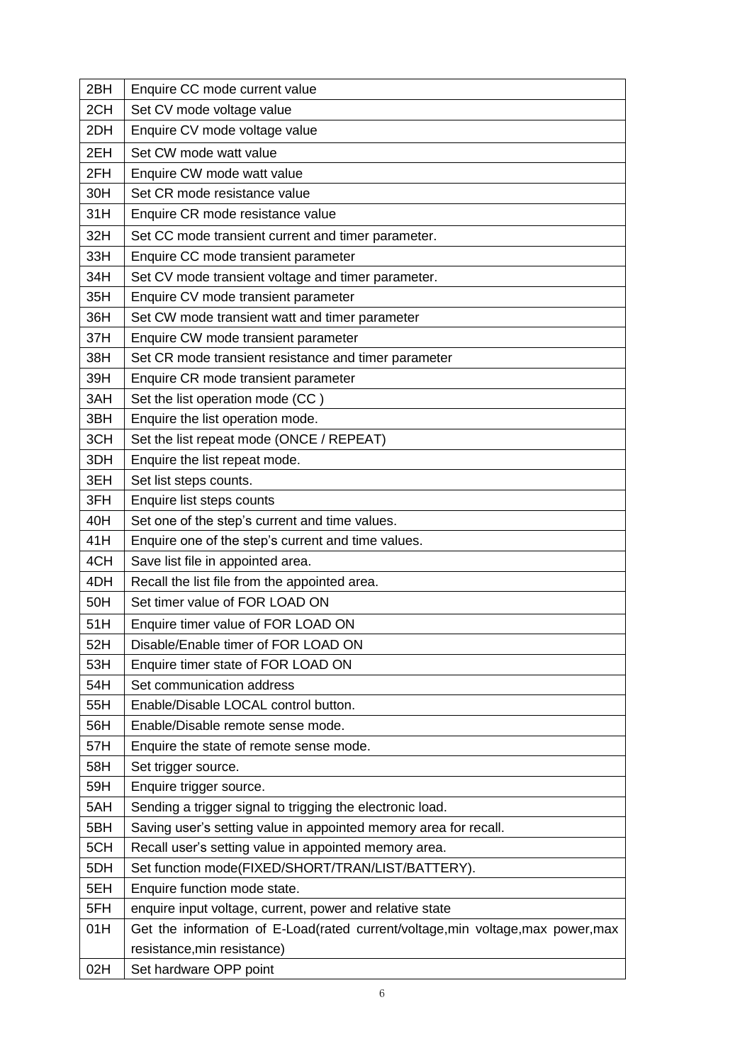| | |
|---|---|
| 2BH | Enquire CC mode current value |
| 2CH | Set CV mode voltage value |
| 2DH | Enquire CV mode voltage value |
| 2EH | Set CW mode watt value |
| 2FH | Enquire CW mode watt value |
| 30H | Set CR mode resistance value |
| 31H | Enquire CR mode resistance value |
| 32H | Set CC mode transient current and timer parameter. |
| 33H | Enquire CC mode transient parameter |
| 34H | Set CV mode transient voltage and timer parameter. |
| 35H | Enquire CV mode transient parameter |
| 36H | Set CW mode transient watt and timer parameter |
| 37H | Enquire CW mode transient parameter |
| 38H | Set CR mode transient resistance and timer parameter |
| 39H | Enquire CR mode transient parameter |
| 3AH | Set the list operation mode (CC ) |
| 3BH | Enquire the list operation mode. |
| 3CH | Set the list repeat mode (ONCE / REPEAT) |
| 3DH | Enquire the list repeat mode. |
| 3EH | Set list steps counts. |
| 3FH | Enquire list steps counts |
| 40H | Set one of the step's current and time values. |
| 41H | Enquire one of the step's current and time values. |
| 4CH | Save list file in appointed area. |
| 4DH | Recall the list file from the appointed area. |
| 50H | Set timer value of FOR LOAD ON |
| 51H | Enquire timer value of FOR LOAD ON |
| 52H | Disable/Enable timer of FOR LOAD ON |
| 53H | Enquire timer state of FOR LOAD ON |
| 54H | Set communication address |
| 55H | Enable/Disable LOCAL control button. |
| 56H | Enable/Disable remote sense mode. |
| 57H | Enquire the state of remote sense mode. |
| 58H | Set trigger source. |
| 59H | Enquire trigger source. |
| 5AH | Sending a trigger signal to trigging the electronic load. |
| 5BH | Saving user's setting value in appointed memory area for recall. |
| 5CH | Recall user's setting value in appointed memory area. |
| 5DH | Set function mode(FIXED/SHORT/TRAN/LIST/BATTERY). |
| 5EH | Enquire function mode state. |
| 5FH | enquire input voltage, current, power and relative state |
| 01H | Get the information of E-Load(rated current/voltage,min voltage,max power,max resistance,min resistance) |
| 02H | Set hardware OPP point |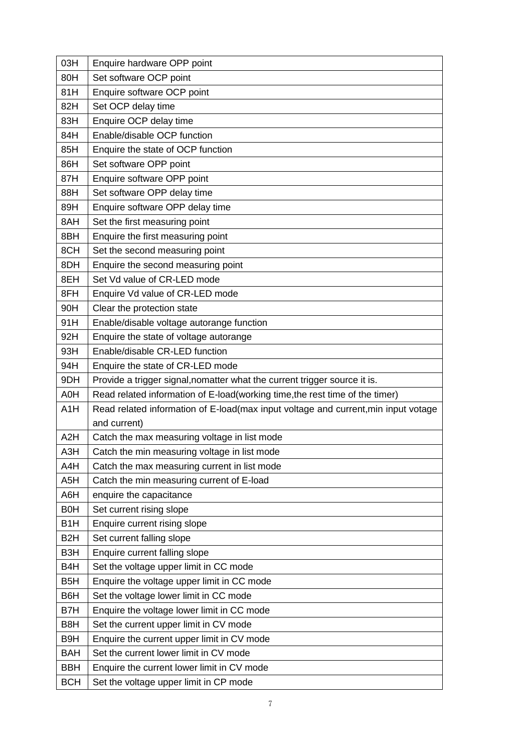| 03H | Enquire hardware OPP point |
|---|---|
| 80H | Set software OCP point |
| 81H | Enquire software OCP point |
| 82H | Set OCP delay time |
| 83H | Enquire OCP delay time |
| 84H | Enable/disable OCP function |
| 85H | Enquire the state of OCP function |
| 86H | Set software OPP point |
| 87H | Enquire software OPP point |
| 88H | Set software OPP delay time |
| 89H | Enquire software OPP delay time |
| 8AH | Set the first measuring point |
| 8BH | Enquire the first measuring point |
| 8CH | Set the second measuring point |
| 8DH | Enquire the second measuring point |
| 8EH | Set Vd value of CR-LED mode |
| 8FH | Enquire Vd value of CR-LED mode |
| 90H | Clear the protection state |
| 91H | Enable/disable voltage autorange function |
| 92H | Enquire the state of voltage autorange |
| 93H | Enable/disable CR-LED function |
| 94H | Enquire the state of CR-LED mode |
| 9DH | Provide a trigger signal,nomatter what the current trigger source it is. |
| A0H | Read related information of E-load(working time,the rest time of the timer) |
| A1H | Read related information of E-load(max input voltage and current,min input votage and current) |
| A2H | Catch the max measuring voltage in list mode |
| A3H | Catch the min measuring voltage in list mode |
| A4H | Catch the max measuring current in list mode |
| A5H | Catch the min measuring current of E-load |
| A6H | enquire the capacitance |
| B0H | Set current rising slope |
| B1H | Enquire current rising slope |
| B2H | Set current falling slope |
| B3H | Enquire current falling slope |
| B4H | Set the voltage upper limit in CC mode |
| B5H | Enquire the voltage upper limit in CC mode |
| B6H | Set the voltage lower limit in CC mode |
| B7H | Enquire the voltage lower limit in CC mode |
| B8H | Set the current upper limit in CV mode |
| B9H | Enquire the current upper limit in CV mode |
| BAH | Set the current lower limit in CV mode |
| BBH | Enquire the current lower limit in CV mode |
| BCH | Set the voltage upper limit in CP mode |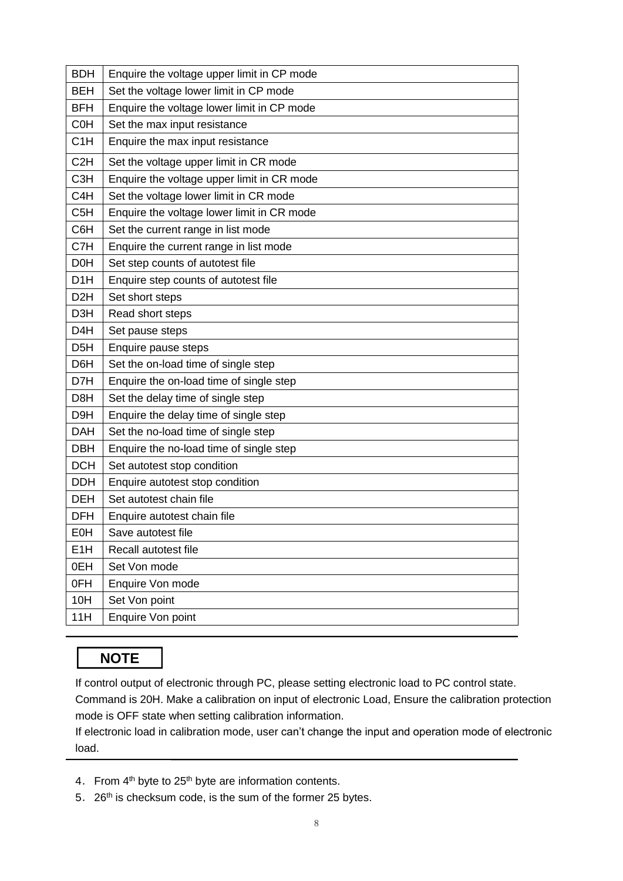| BDH | Enquire the voltage upper limit in CP mode |
|---|---|
| BEH | Set the voltage lower limit in CP mode |
| BFH | Enquire the voltage lower limit in CP mode |
| C0H | Set the max input resistance |
| C1H | Enquire the max input resistance |
| C2H | Set the voltage upper limit in CR mode |
| C3H | Enquire the voltage upper limit in CR mode |
| C4H | Set the voltage lower limit in CR mode |
| C5H | Enquire the voltage lower limit in CR mode |
| C6H | Set the current range in list mode |
| C7H | Enquire the current range in list mode |
| D0H | Set step counts of autotest file |
| D1H | Enquire step counts of autotest file |
| D2H | Set short steps |
| D3H | Read short steps |
| D4H | Set pause steps |
| D5H | Enquire pause steps |
| D6H | Set the on-load time of single step |
| D7H | Enquire the on-load time of single step |
| D8H | Set the delay time of single step |
| D9H | Enquire the delay time of single step |
| DAH | Set the no-load time of single step |
| DBH | Enquire the no-load time of single step |
| DCH | Set autotest stop condition |
| DDH | Enquire autotest stop condition |
| DEH | Set autotest chain file |
| DFH | Enquire autotest chain file |
| E0H | Save autotest file |
| E1H | Recall autotest file |
| 0EH | Set Von mode |
| 0FH | Enquire Von mode |
| 10H | Set Von point |
| 11H | Enquire Von point |

**NOTE**

If control output of electronic through PC, please setting electronic load to PC control state. Command is 20H. Make a calibration on input of electronic Load, Ensure the calibration protection mode is OFF state when setting calibration information.

If electronic load in calibration mode, user can't change the input and operation mode of electronic load.

4. From 4th byte to 25th byte are information contents.
5. 26th is checksum code, is the sum of the former 25 bytes.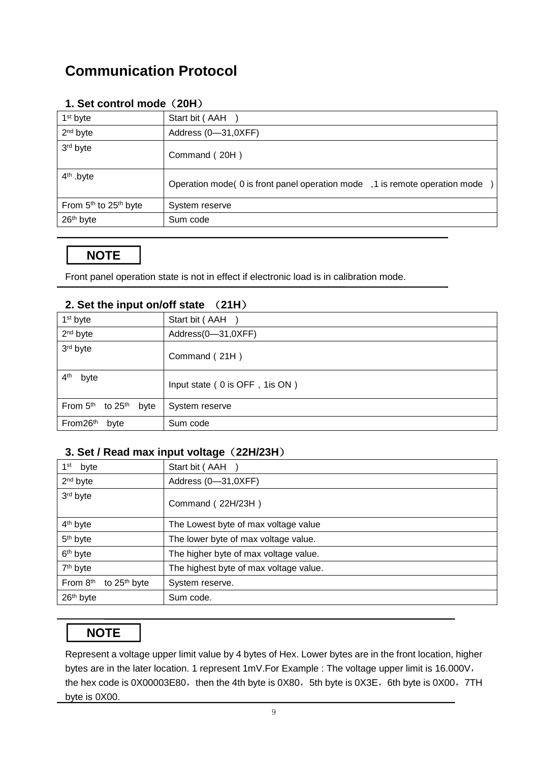# Communication Protocol

## 1. Set control mode（20H）

| | |
|---|---|
| 1st byte | Start bit ( AAH ) |
| 2nd byte | Address (0—31,0XFF) |
| 3rd byte | Command ( 20H ) |
| 4th .byte | Operation mode( 0 is front panel operation mode ,1 is remote operation mode ) |
| From 5th to 25th byte | System reserve |
| 26th byte | Sum code |

**NOTE**

Front panel operation state is not in effect if electronic load is in calibration mode.

## 2. Set the input on/off state （21H）

| | |
|---|---|
| 1st byte | Start bit ( AAH ) |
| 2nd byte | Address(0—31,0XFF) |
| 3rd byte | Command ( 21H ) |
| 4th byte | Input state ( 0 is OFF , 1is ON ) |
| From 5th to 25th byte | System reserve |
| From26th byte | Sum code |

## 3. Set / Read max input voltage（22H/23H）

| | |
|---|---|
| 1st byte | Start bit ( AAH ) |
| 2nd byte | Address (0—31,0XFF) |
| 3rd byte | Command ( 22H/23H ) |
| 4th byte | The Lowest byte of max voltage value |
| 5th byte | The lower byte of max voltage value. |
| 6th byte | The higher byte of max voltage value. |
| 7th byte | The highest byte of max voltage value. |
| From 8th to 25th byte | System reserve. |
| 26th byte | Sum code. |

**NOTE**

Represent a voltage upper limit value by 4 bytes of Hex. Lower bytes are in the front location, higher bytes are in the later location. 1 represent 1mV.For Example : The voltage upper limit is 16.000V, the hex code is 0X00003E80, then the 4th byte is 0X80, 5th byte is 0X3E, 6th byte is 0X00, 7TH byte is 0X00.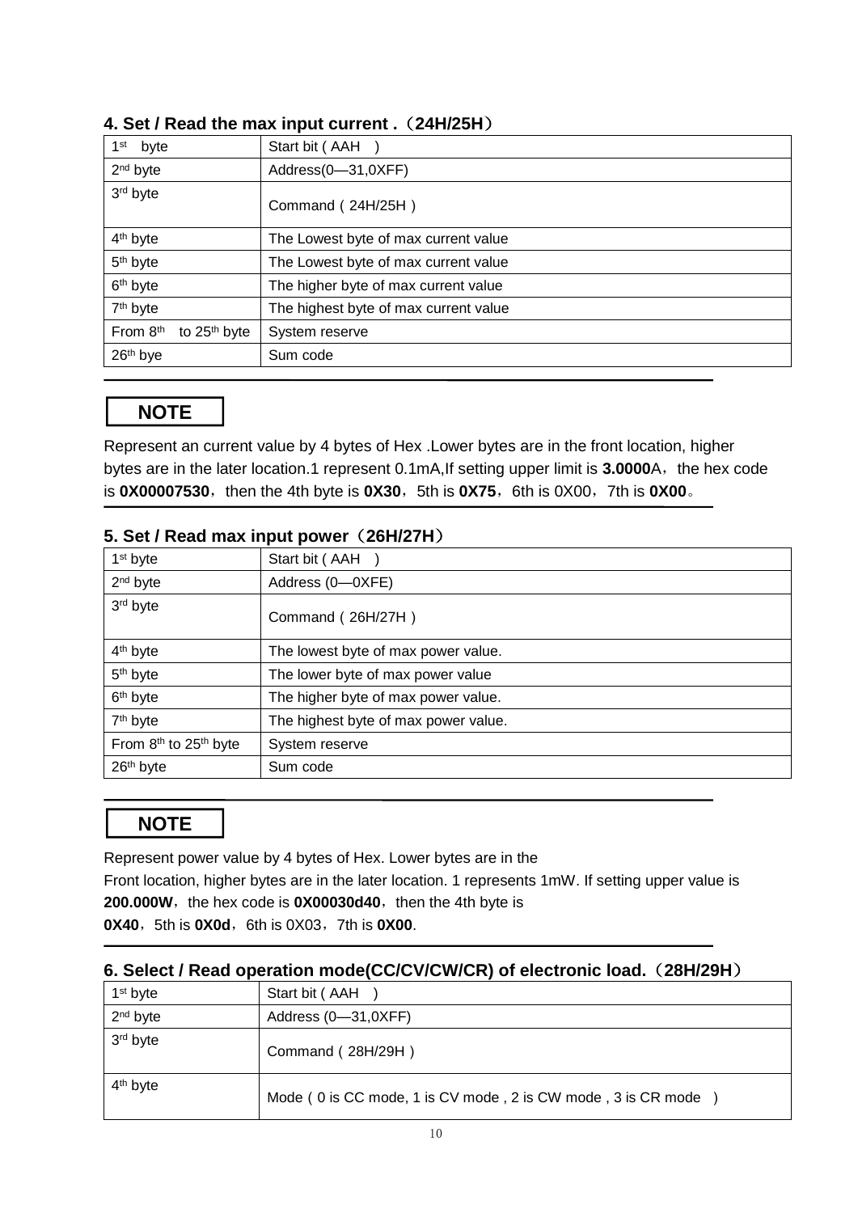### 4. Set / Read the max input current .（24H/25H）

| | |
|---|---|
| 1st byte | Start bit ( AAH ) |
| 2nd byte | Address(0—31,0XFF) |
| 3rd byte | Command ( 24H/25H ) |
| 4th byte | The Lowest byte of max current value |
| 5th byte | The Lowest byte of max current value |
| 6th byte | The higher byte of max current value |
| 7th byte | The highest byte of max current value |
| From 8th to 25th byte | System reserve |
| 26th bye | Sum code |

**NOTE**

Represent an current value by 4 bytes of Hex .Lower bytes are in the front location, higher bytes are in the later location.1 represent 0.1mA,If setting upper limit is **3.0000**A，the hex code is **0X00007530**，then the 4th byte is **0X30**，5th is **0X75**，6th is 0X00，7th is **0X00**。

### 5. Set / Read max input power（26H/27H）

| | |
|---|---|
| 1st byte | Start bit ( AAH ) |
| 2nd byte | Address (0—0XFE) |
| 3rd byte | Command ( 26H/27H ) |
| 4th byte | The lowest byte of max power value. |
| 5th byte | The lower byte of max power value |
| 6th byte | The higher byte of max power value. |
| 7th byte | The highest byte of max power value. |
| From 8th to 25th byte | System reserve |
| 26th byte | Sum code |

**NOTE**

Represent power value by 4 bytes of Hex. Lower bytes are in the
Front location, higher bytes are in the later location. 1 represents 1mW. If setting upper value is **200.000W**，the hex code is **0X00030d40**，then the 4th byte is
**0X40**，5th is **0X0d**，6th is 0X03，7th is **0X00**.

### 6. Select / Read operation mode(CC/CV/CW/CR) of electronic load.（28H/29H）

| | |
|---|---|
| 1st byte | Start bit ( AAH ) |
| 2nd byte | Address (0—31,0XFF) |
| 3rd byte | Command ( 28H/29H ) |
| 4th byte | Mode ( 0 is CC mode, 1 is CV mode , 2 is CW mode , 3 is CR mode ) |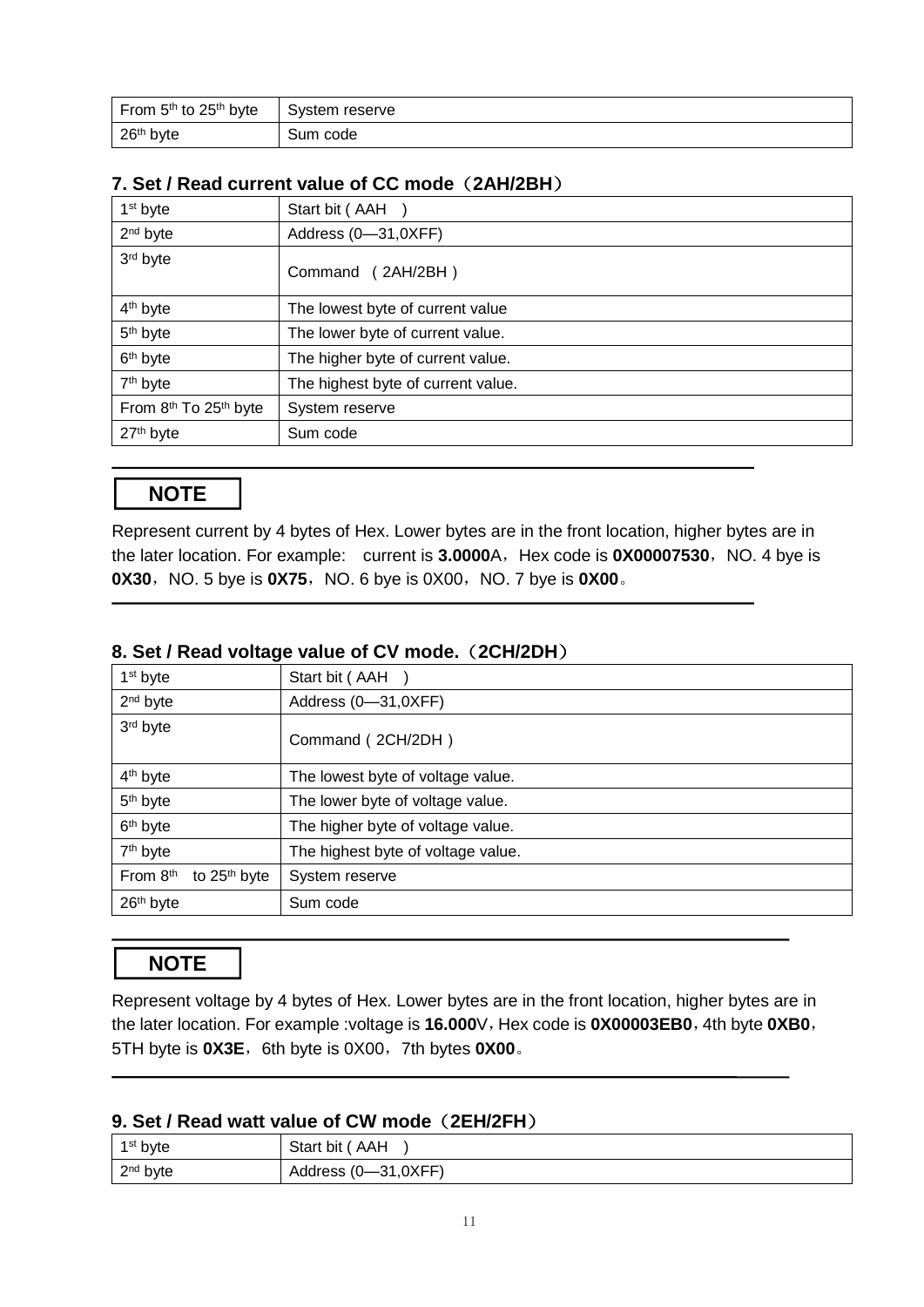| From 5th to 25th byte | System reserve |
|---|---|
| 26th byte | Sum code |

### 7. Set / Read current value of CC mode（2AH/2BH）

| 1st byte | Start bit ( AAH ) |
|---|---|
| 2nd byte | Address (0—31,0XFF) |
| 3rd byte | Command ( 2AH/2BH ) |
| 4th byte | The lowest byte of current value |
| 5th byte | The lower byte of current value. |
| 6th byte | The higher byte of current value. |
| 7th byte | The highest byte of current value. |
| From 8th To 25th byte | System reserve |
| 27th byte | Sum code |

**NOTE**

Represent current by 4 bytes of Hex. Lower bytes are in the front location, higher bytes are in the later location. For example: current is **3.0000**A，Hex code is **0X00007530**，NO. 4 bye is **0X30**，NO. 5 bye is **0X75**，NO. 6 bye is 0X00，NO. 7 bye is **0X00**。

### 8. Set / Read voltage value of CV mode.（2CH/2DH）

| 1st byte | Start bit ( AAH ) |
|---|---|
| 2nd byte | Address (0—31,0XFF) |
| 3rd byte | Command ( 2CH/2DH ) |
| 4th byte | The lowest byte of voltage value. |
| 5th byte | The lower byte of voltage value. |
| 6th byte | The higher byte of voltage value. |
| 7th byte | The highest byte of voltage value. |
| From 8th to 25th byte | System reserve |
| 26th byte | Sum code |

**NOTE**

Represent voltage by 4 bytes of Hex. Lower bytes are in the front location, higher bytes are in the later location. For example :voltage is **16.000**V，Hex code is **0X00003EB0**，4th byte **0XB0**，5TH byte is **0X3E**，6th byte is 0X00，7th bytes **0X00**。

### 9. Set / Read watt value of CW mode（2EH/2FH）

| 1st byte | Start bit ( AAH ) |
|---|---|
| 2nd byte | Address (0—31,0XFF) |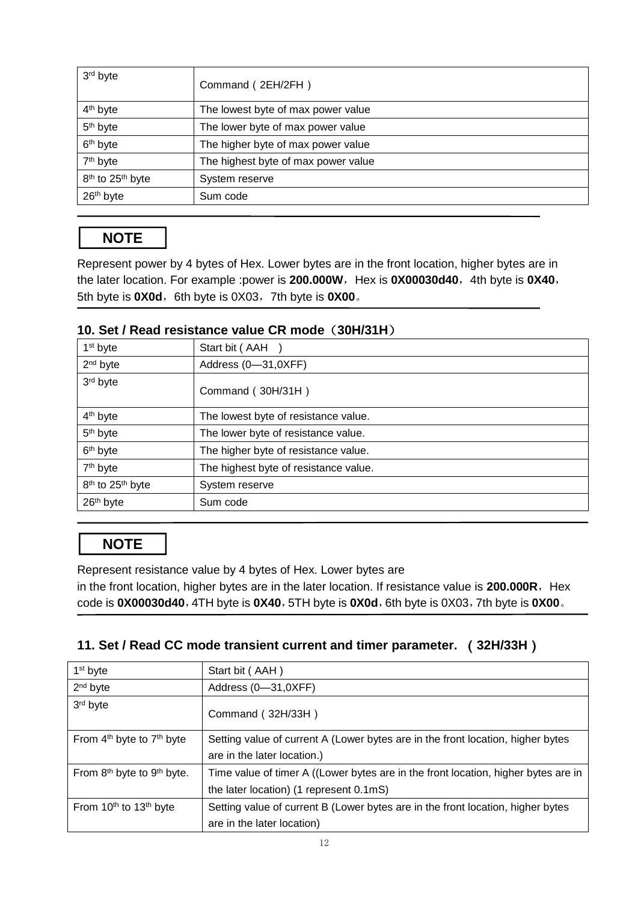| 3rd byte | Command ( 2EH/2FH ) |
|---|---|
| 4th byte | The lowest byte of max power value |
| 5th byte | The lower byte of max power value |
| 6th byte | The higher byte of max power value |
| 7th byte | The highest byte of max power value |
| 8th to 25th byte | System reserve |
| 26th byte | Sum code |

**NOTE**

Represent power by 4 bytes of Hex. Lower bytes are in the front location, higher bytes are in the later location. For example :power is **200.000W**，Hex is **0X00030d40**，4th byte is **0X40**，5th byte is **0X0d**，6th byte is 0X03，7th byte is **0X00**。

### 10. Set / Read resistance value CR mode（30H/31H）

| 1st byte | Start bit ( AAH ) |
|---|---|
| 2nd byte | Address (0—31,0XFF) |
| 3rd byte | Command ( 30H/31H ) |
| 4th byte | The lowest byte of resistance value. |
| 5th byte | The lower byte of resistance value. |
| 6th byte | The higher byte of resistance value. |
| 7th byte | The highest byte of resistance value. |
| 8th to 25th byte | System reserve |
| 26th byte | Sum code |

**NOTE**

Represent resistance value by 4 bytes of Hex. Lower bytes are in the front location, higher bytes are in the later location. If resistance value is **200.000R**，Hex code is **0X00030d40**，4TH byte is **0X40**，5TH byte is **0X0d**，6th byte is 0X03，7th byte is **0X00**。

### 11. Set / Read CC mode transient current and timer parameter. ( 32H/33H )

| 1st byte | Start bit ( AAH ) |
|---|---|
| 2nd byte | Address (0—31,0XFF) |
| 3rd byte | Command ( 32H/33H ) |
| From 4th byte to 7th byte | Setting value of current A (Lower bytes are in the front location, higher bytes are in the later location.) |
| From 8th byte to 9th byte. | Time value of timer A ((Lower bytes are in the front location, higher bytes are in the later location) (1 represent 0.1mS) |
| From 10th to 13th byte | Setting value of current B (Lower bytes are in the front location, higher bytes are in the later location) |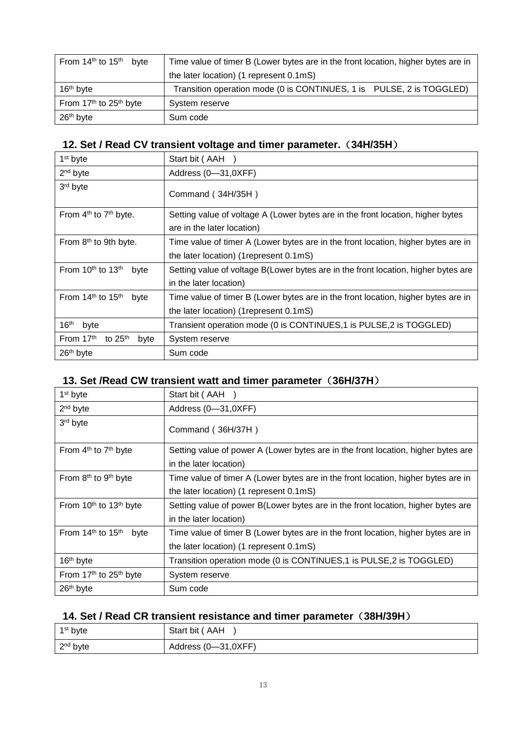| | |
|---|---|
| From 14th to 15th byte | Time value of timer B (Lower bytes are in the front location, higher bytes are in the later location) (1 represent 0.1mS) |
| 16th byte | Transition operation mode (0 is CONTINUES, 1 is PULSE, 2 is TOGGLED) |
| From 17th to 25th byte | System reserve |
| 26th byte | Sum code |

## 12. Set / Read CV transient voltage and timer parameter.（34H/35H）

| | |
|---|---|
| 1st byte | Start bit ( AAH ) |
| 2nd byte | Address (0—31,0XFF) |
| 3rd byte | Command ( 34H/35H ) |
| From 4th to 7th byte. | Setting value of voltage A (Lower bytes are in the front location, higher bytes are in the later location) |
| From 8th to 9th byte. | Time value of timer A (Lower bytes are in the front location, higher bytes are in the later location) (1represent 0.1mS) |
| From 10th to 13th byte | Setting value of voltage B(Lower bytes are in the front location, higher bytes are in the later location) |
| From 14th to 15th byte | Time value of timer B (Lower bytes are in the front location, higher bytes are in the later location) (1represent 0.1mS) |
| 16th byte | Transient operation mode (0 is CONTINUES,1 is PULSE,2 is TOGGLED) |
| From 17th to 25th byte | System reserve |
| 26th byte | Sum code |

## 13. Set /Read CW transient watt and timer parameter（36H/37H）

| | |
|---|---|
| 1st byte | Start bit ( AAH ) |
| 2nd byte | Address (0—31,0XFF) |
| 3rd byte | Command ( 36H/37H ) |
| From 4th to 7th byte | Setting value of power A (Lower bytes are in the front location, higher bytes are in the later location) |
| From 8th to 9th byte | Time value of timer A (Lower bytes are in the front location, higher bytes are in the later location) (1 represent 0.1mS) |
| From 10th to 13th byte | Setting value of power B(Lower bytes are in the front location, higher bytes are in the later location) |
| From 14th to 15th byte | Time value of timer B (Lower bytes are in the front location, higher bytes are in the later location) (1 represent 0.1mS) |
| 16th byte | Transition operation mode (0 is CONTINUES,1 is PULSE,2 is TOGGLED) |
| From 17th to 25th byte | System reserve |
| 26th byte | Sum code |

## 14. Set / Read CR transient resistance and timer parameter（38H/39H）

| | |
|---|---|
| 1st byte | Start bit ( AAH ) |
| 2nd byte | Address (0—31,0XFF) |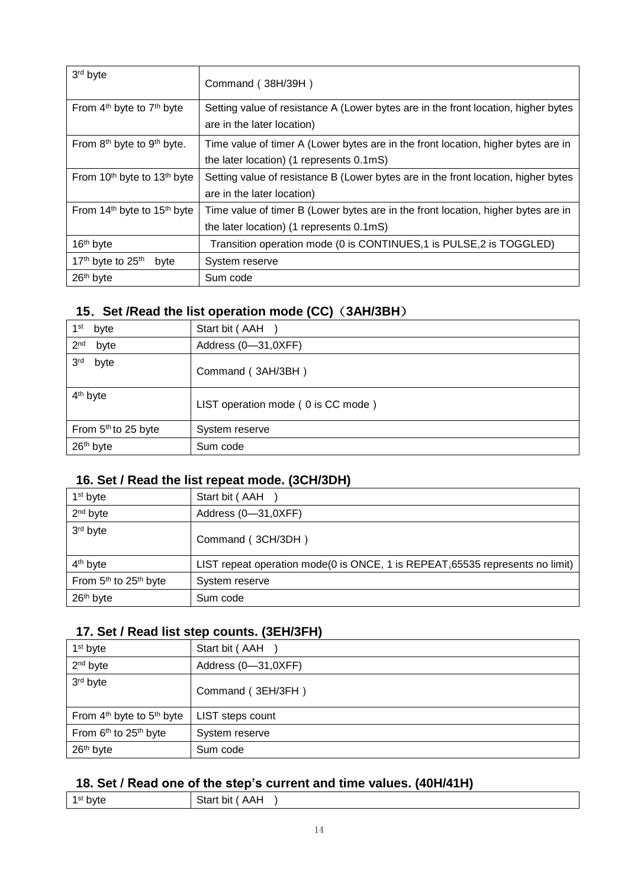| | |
|---|---|
| 3rd byte | Command ( 38H/39H ) |
| From 4th byte to 7th byte | Setting value of resistance A (Lower bytes are in the front location, higher bytes are in the later location) |
| From 8th byte to 9th byte. | Time value of timer A (Lower bytes are in the front location, higher bytes are in the later location) (1 represents 0.1mS) |
| From 10th byte to 13th byte | Setting value of resistance B (Lower bytes are in the front location, higher bytes are in the later location) |
| From 14th byte to 15th byte | Time value of timer B (Lower bytes are in the front location, higher bytes are in the later location) (1 represents 0.1mS) |
| 16th byte | Transition operation mode (0 is CONTINUES,1 is PULSE,2 is TOGGLED) |
| 17th byte to 25th byte | System reserve |
| 26th byte | Sum code |

## 15．Set /Read the list operation mode (CC)（3AH/3BH）

| | |
|---|---|
| 1st byte | Start bit ( AAH ) |
| 2nd byte | Address (0—31,0XFF) |
| 3rd byte | Command ( 3AH/3BH ) |
| 4th byte | LIST operation mode ( 0 is CC mode ) |
| From 5th to 25 byte | System reserve |
| 26th byte | Sum code |

## 16. Set / Read the list repeat mode. (3CH/3DH)

| | |
|---|---|
| 1st byte | Start bit ( AAH ) |
| 2nd byte | Address (0—31,0XFF) |
| 3rd byte | Command ( 3CH/3DH ) |
| 4th byte | LIST repeat operation mode(0 is ONCE, 1 is REPEAT,65535 represents no limit) |
| From 5th to 25th byte | System reserve |
| 26th byte | Sum code |

## 17. Set / Read list step counts. (3EH/3FH)

| | |
|---|---|
| 1st byte | Start bit ( AAH ) |
| 2nd byte | Address (0—31,0XFF) |
| 3rd byte | Command ( 3EH/3FH ) |
| From 4th byte to 5th byte | LIST steps count |
| From 6th to 25th byte | System reserve |
| 26th byte | Sum code |

## 18. Set / Read one of the step's current and time values. (40H/41H)

| | |
|---|---|
| 1st byte | Start bit ( AAH ) |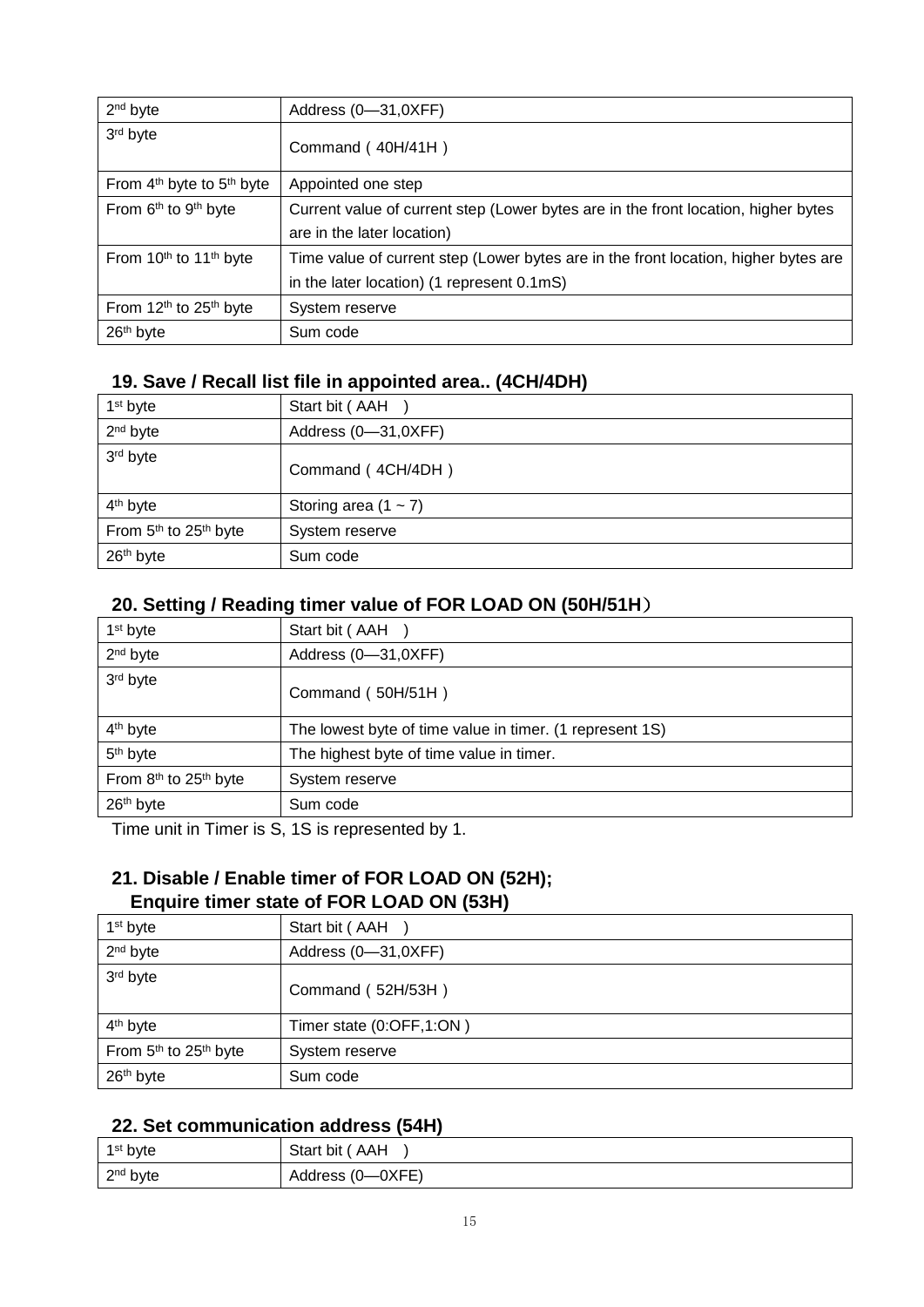| | |
|---|---|
| 2nd byte | Address (0—31,0XFF) |
| 3rd byte | Command ( 40H/41H ) |
| From 4th byte to 5th byte | Appointed one step |
| From 6th to 9th byte | Current value of current step (Lower bytes are in the front location, higher bytes are in the later location) |
| From 10th to 11th byte | Time value of current step (Lower bytes are in the front location, higher bytes are in the later location) (1 represent 0.1mS) |
| From 12th to 25th byte | System reserve |
| 26th byte | Sum code |

## 19. Save / Recall list file in appointed area.. (4CH/4DH)

| | |
|---|---|
| 1st byte | Start bit ( AAH ) |
| 2nd byte | Address (0—31,0XFF) |
| 3rd byte | Command ( 4CH/4DH ) |
| 4th byte | Storing area (1 ~ 7) |
| From 5th to 25th byte | System reserve |
| 26th byte | Sum code |

## 20. Setting / Reading timer value of FOR LOAD ON (50H/51H)

| | |
|---|---|
| 1st byte | Start bit ( AAH ) |
| 2nd byte | Address (0—31,0XFF) |
| 3rd byte | Command ( 50H/51H ) |
| 4th byte | The lowest byte of time value in timer. (1 represent 1S) |
| 5th byte | The highest byte of time value in timer. |
| From 8th to 25th byte | System reserve |
| 26th byte | Sum code |

Time unit in Timer is S, 1S is represented by 1.

## 21. Disable / Enable timer of FOR LOAD ON (52H); Enquire timer state of FOR LOAD ON (53H)

| | |
|---|---|
| 1st byte | Start bit ( AAH ) |
| 2nd byte | Address (0—31,0XFF) |
| 3rd byte | Command ( 52H/53H ) |
| 4th byte | Timer state (0:OFF,1:ON ) |
| From 5th to 25th byte | System reserve |
| 26th byte | Sum code |

## 22. Set communication address (54H)

| | |
|---|---|
| 1st byte | Start bit ( AAH ) |
| 2nd byte | Address (0—0XFE) |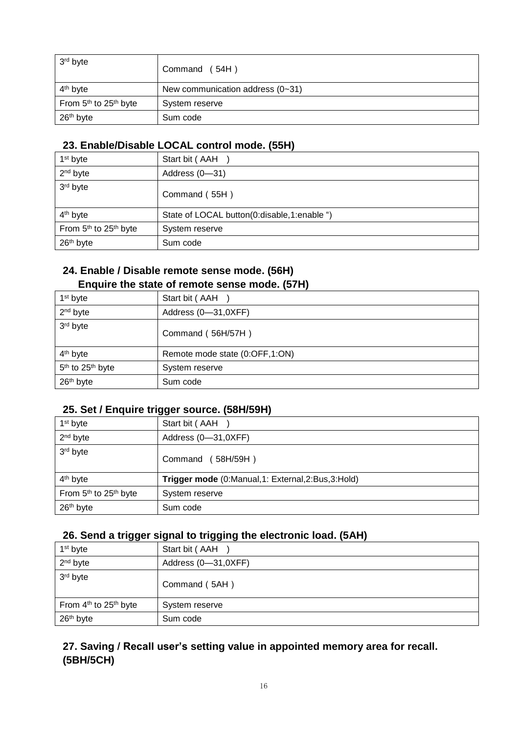| 3rd byte | Command （54H） |
| --- | --- |
| 4th byte | New communication address (0~31) |
| From 5th to 25th byte | System reserve |
| 26th byte | Sum code |

### 23. Enable/Disable LOCAL control mode. (55H)

| 1st byte | Start bit ( AAH ) |
| --- | --- |
| 2nd byte | Address (0—31) |
| 3rd byte | Command（55H） |
| 4th byte | State of LOCAL button(0:disable,1:enable “) |
| From 5th to 25th byte | System reserve |
| 26th byte | Sum code |

### 24. Enable / Disable remote sense mode. (56H) Enquire the state of remote sense mode. (57H)

| 1st byte | Start bit ( AAH ) |
| --- | --- |
| 2nd byte | Address (0—31,0XFF) |
| 3rd byte | Command（56H/57H） |
| 4th byte | Remote mode state (0:OFF,1:ON) |
| 5th to 25th byte | System reserve |
| 26th byte | Sum code |

### 25. Set / Enquire trigger source. (58H/59H)

| 1st byte | Start bit ( AAH ) |
| --- | --- |
| 2nd byte | Address (0—31,0XFF) |
| 3rd byte | Command （58H/59H） |
| 4th byte | **Trigger mode** (0:Manual,1: External,2:Bus,3:Hold) |
| From 5th to 25th byte | System reserve |
| 26th byte | Sum code |

### 26. Send a trigger signal to trigging the electronic load. (5AH)

| 1st byte | Start bit ( AAH ) |
| --- | --- |
| 2nd byte | Address (0—31,0XFF) |
| 3rd byte | Command（5AH） |
| From 4th to 25th byte | System reserve |
| 26th byte | Sum code |

### 27. Saving / Recall user’s setting value in appointed memory area for recall. (5BH/5CH)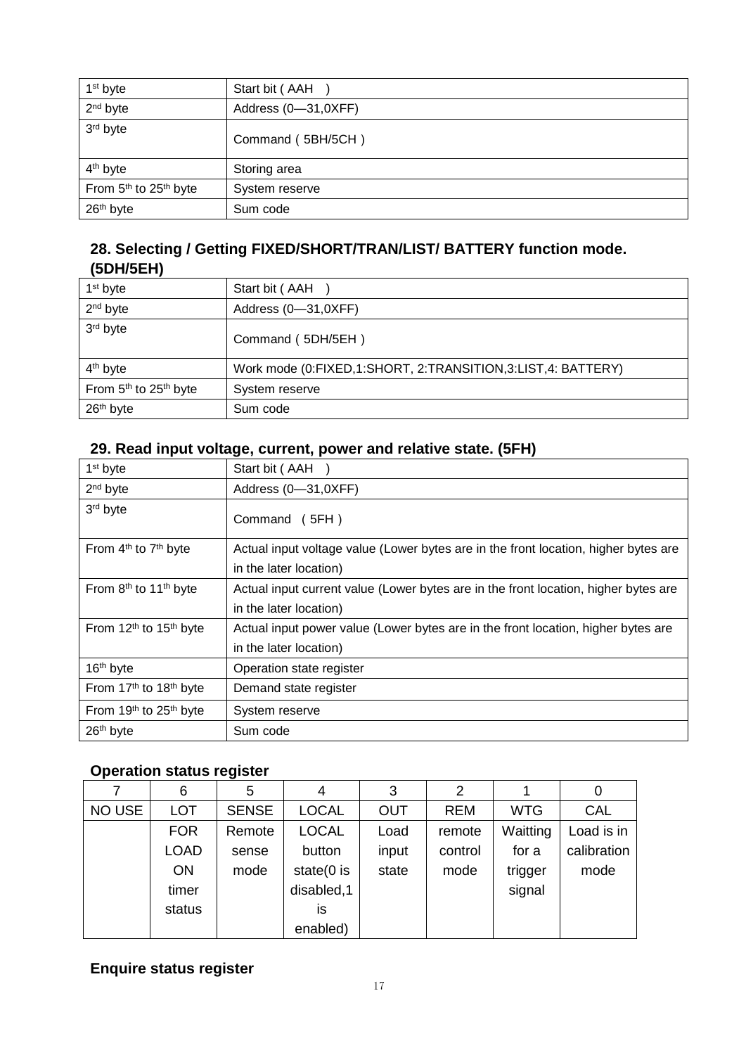| 1st byte | Start bit ( AAH ) |
|---|---|
| 2nd byte | Address (0—31,0XFF) |
| 3rd byte | Command ( 5BH/5CH ) |
| 4th byte | Storing area |
| From 5th to 25th byte | System reserve |
| 26th byte | Sum code |

## 28. Selecting / Getting FIXED/SHORT/TRAN/LIST/ BATTERY function mode. (5DH/5EH)

| 1st byte | Start bit ( AAH ) |
|---|---|
| 2nd byte | Address (0—31,0XFF) |
| 3rd byte | Command ( 5DH/5EH ) |
| 4th byte | Work mode (0:FIXED,1:SHORT, 2:TRANSITION,3:LIST,4: BATTERY) |
| From 5th to 25th byte | System reserve |
| 26th byte | Sum code |

## 29. Read input voltage, current, power and relative state. (5FH)

| 1st byte | Start bit ( AAH ) |
|---|---|
| 2nd byte | Address (0—31,0XFF) |
| 3rd byte | Command ( 5FH ) |
| From 4th to 7th byte | Actual input voltage value (Lower bytes are in the front location, higher bytes are in the later location) |
| From 8th to 11th byte | Actual input current value (Lower bytes are in the front location, higher bytes are in the later location) |
| From 12th to 15th byte | Actual input power value (Lower bytes are in the front location, higher bytes are in the later location) |
| 16th byte | Operation state register |
| From 17th to 18th byte | Demand state register |
| From 19th to 25th byte | System reserve |
| 26th byte | Sum code |

### Operation status register

| 7 | 6 | 5 | 4 | 3 | 2 | 1 | 0 |
|---|---|---|---|---|---|---|---|
| NO USE | LOT | SENSE | LOCAL | OUT | REM | WTG | CAL |
| | FOR LOAD ON timer status | Remote sense mode | LOCAL button state(0 is disabled,1 is enabled) | Load input state | remote control mode | Waitting for a trigger signal | Load is in calibration mode |

### Enquire status register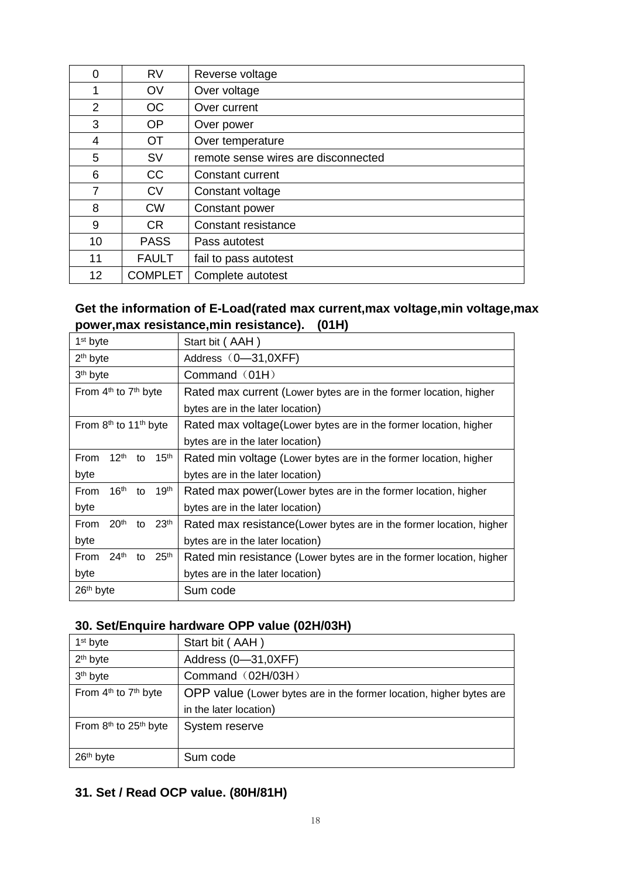| 0 | RV | Reverse voltage |
|---|---|---|
| 1 | OV | Over voltage |
| 2 | OC | Over current |
| 3 | OP | Over power |
| 4 | OT | Over temperature |
| 5 | SV | remote sense wires are disconnected |
| 6 | CC | Constant current |
| 7 | CV | Constant voltage |
| 8 | CW | Constant power |
| 9 | CR | Constant resistance |
| 10 | PASS | Pass autotest |
| 11 | FAULT | fail to pass autotest |
| 12 | COMPLET | Complete autotest |

### Get the information of E-Load(rated max current,max voltage,min voltage,max power,max resistance,min resistance). (01H)

| | |
|---|---|
| 1st byte | Start bit ( AAH ) |
| 2th byte | Address（0—31,0XFF) |
| 3th byte | Command（01H） |
| From 4th to 7th byte | Rated max current (Lower bytes are in the former location, higher bytes are in the later location) |
| From 8th to 11th byte | Rated max voltage(Lower bytes are in the former location, higher bytes are in the later location) |
| From 12th to 15th byte | Rated min voltage (Lower bytes are in the former location, higher bytes are in the later location) |
| From 16th to 19th byte | Rated max power(Lower bytes are in the former location, higher bytes are in the later location) |
| From 20th to 23th byte | Rated max resistance(Lower bytes are in the former location, higher bytes are in the later location) |
| From 24th to 25th byte | Rated min resistance (Lower bytes are in the former location, higher bytes are in the later location) |
| 26th byte | Sum code |

### 30. Set/Enquire hardware OPP value (02H/03H)

| | |
|---|---|
| 1st byte | Start bit ( AAH ) |
| 2th byte | Address (0—31,0XFF) |
| 3th byte | Command（02H/03H） |
| From 4th to 7th byte | OPP value (Lower bytes are in the former location, higher bytes are in the later location) |
| From 8th to 25th byte | System reserve |
| 26th byte | Sum code |

### 31. Set / Read OCP value. (80H/81H)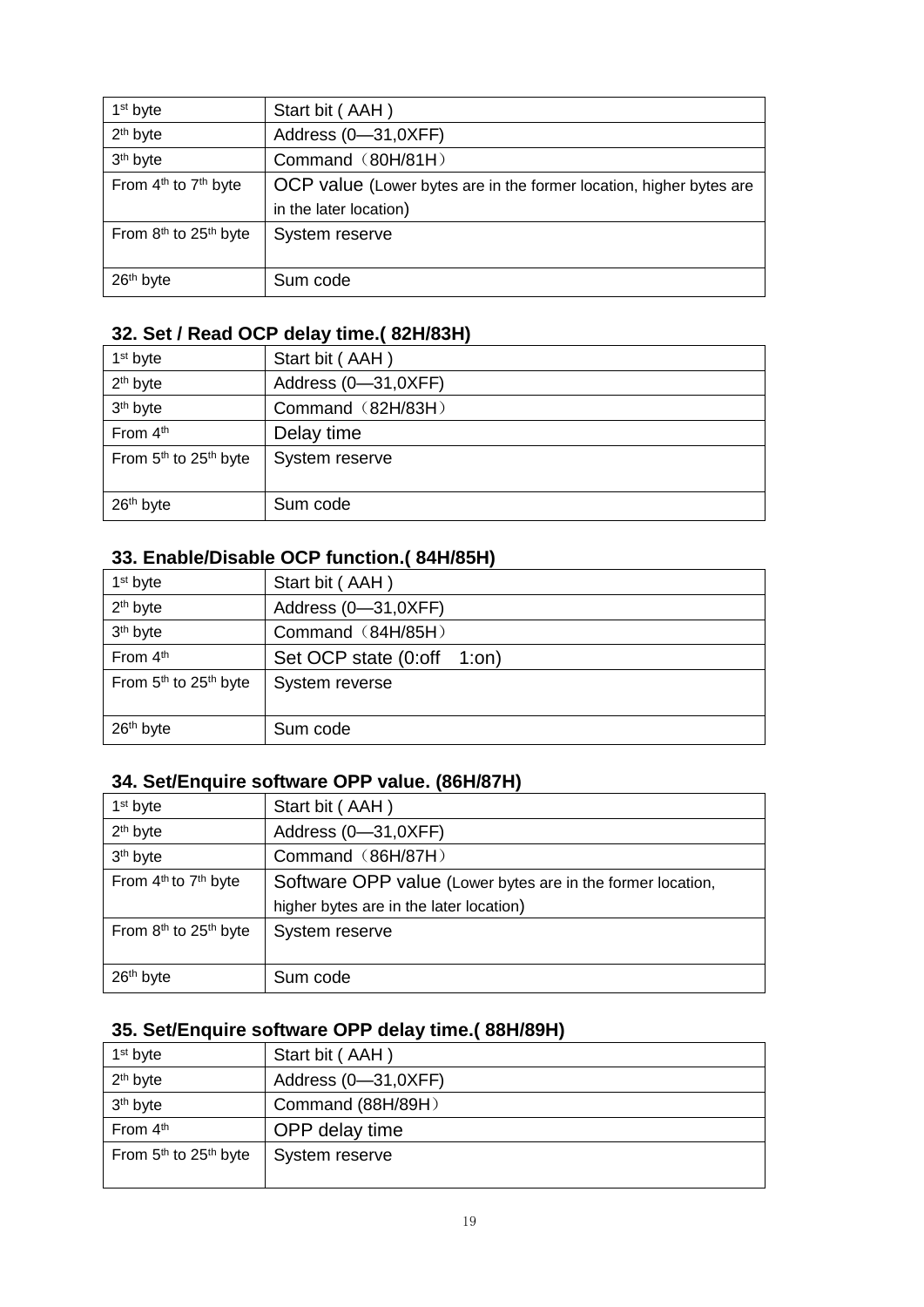| 1st byte | Start bit ( AAH ) |
|---|---|
| 2th byte | Address (0—31,0XFF) |
| 3th byte | Command（80H/81H） |
| From 4th to 7th byte | OCP value (Lower bytes are in the former location, higher bytes are in the later location) |
| From 8th to 25th byte | System reserve |
| 26th byte | Sum code |

## 32. Set / Read OCP delay time.( 82H/83H)

| 1st byte | Start bit ( AAH ) |
|---|---|
| 2th byte | Address (0—31,0XFF) |
| 3th byte | Command（82H/83H） |
| From 4th | Delay time |
| From 5th to 25th byte | System reserve |
| 26th byte | Sum code |

## 33. Enable/Disable OCP function.( 84H/85H)

| 1st byte | Start bit ( AAH ) |
|---|---|
| 2th byte | Address (0—31,0XFF) |
| 3th byte | Command（84H/85H） |
| From 4th | Set OCP state (0:off 1:on) |
| From 5th to 25th byte | System reverse |
| 26th byte | Sum code |

## 34. Set/Enquire software OPP value. (86H/87H)

| 1st byte | Start bit ( AAH ) |
|---|---|
| 2th byte | Address (0—31,0XFF) |
| 3th byte | Command（86H/87H） |
| From 4th to 7th byte | Software OPP value (Lower bytes are in the former location, higher bytes are in the later location) |
| From 8th to 25th byte | System reserve |
| 26th byte | Sum code |

## 35. Set/Enquire software OPP delay time.( 88H/89H)

| 1st byte | Start bit ( AAH ) |
|---|---|
| 2th byte | Address (0—31,0XFF) |
| 3th byte | Command (88H/89H） |
| From 4th | OPP delay time |
| From 5th to 25th byte | System reserve |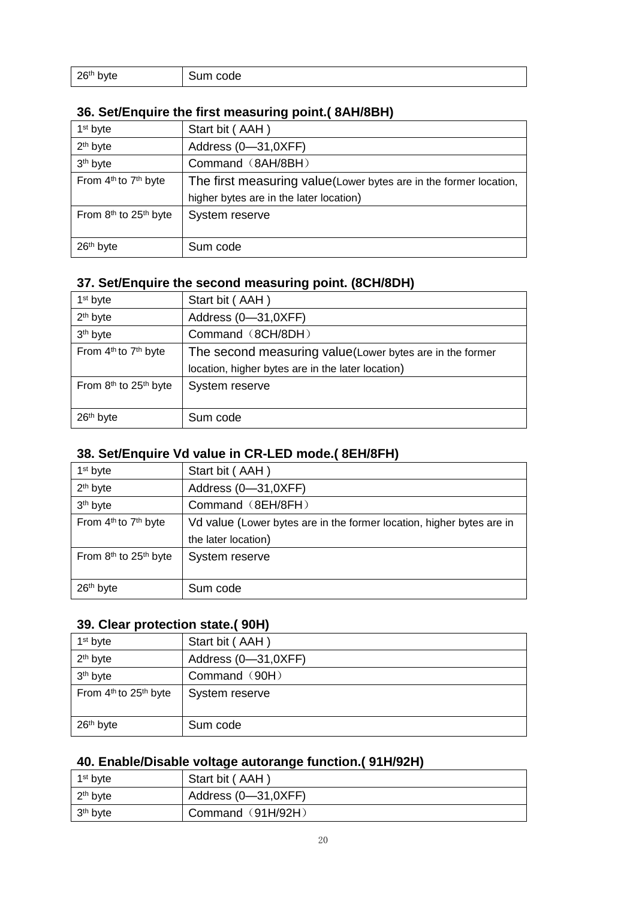| 26th byte | Sum code |
|---|---|

### 36. Set/Enquire the first measuring point.( 8AH/8BH)

| 1st byte | Start bit ( AAH ) |
|---|---|
| 2th byte | Address (0—31,0XFF) |
| 3th byte | Command（8AH/8BH） |
| From 4th to 7th byte | The first measuring value(Lower bytes are in the former location, higher bytes are in the later location) |
| From 8th to 25th byte | System reserve |
| 26th byte | Sum code |

### 37. Set/Enquire the second measuring point. (8CH/8DH)

| 1st byte | Start bit ( AAH ) |
|---|---|
| 2th byte | Address (0—31,0XFF) |
| 3th byte | Command（8CH/8DH） |
| From 4th to 7th byte | The second measuring value(Lower bytes are in the former location, higher bytes are in the later location) |
| From 8th to 25th byte | System reserve |
| 26th byte | Sum code |

### 38. Set/Enquire Vd value in CR-LED mode.( 8EH/8FH)

| 1st byte | Start bit ( AAH ) |
|---|---|
| 2th byte | Address (0—31,0XFF) |
| 3th byte | Command（8EH/8FH） |
| From 4th to 7th byte | Vd value (Lower bytes are in the former location, higher bytes are in the later location) |
| From 8th to 25th byte | System reserve |
| 26th byte | Sum code |

### 39. Clear protection state.( 90H)

| 1st byte | Start bit ( AAH ) |
|---|---|
| 2th byte | Address (0—31,0XFF) |
| 3th byte | Command（90H） |
| From 4th to 25th byte | System reserve |
| 26th byte | Sum code |

### 40. Enable/Disable voltage autorange function.( 91H/92H)

| 1st byte | Start bit ( AAH ) |
|---|---|
| 2th byte | Address (0—31,0XFF) |
| 3th byte | Command（91H/92H） |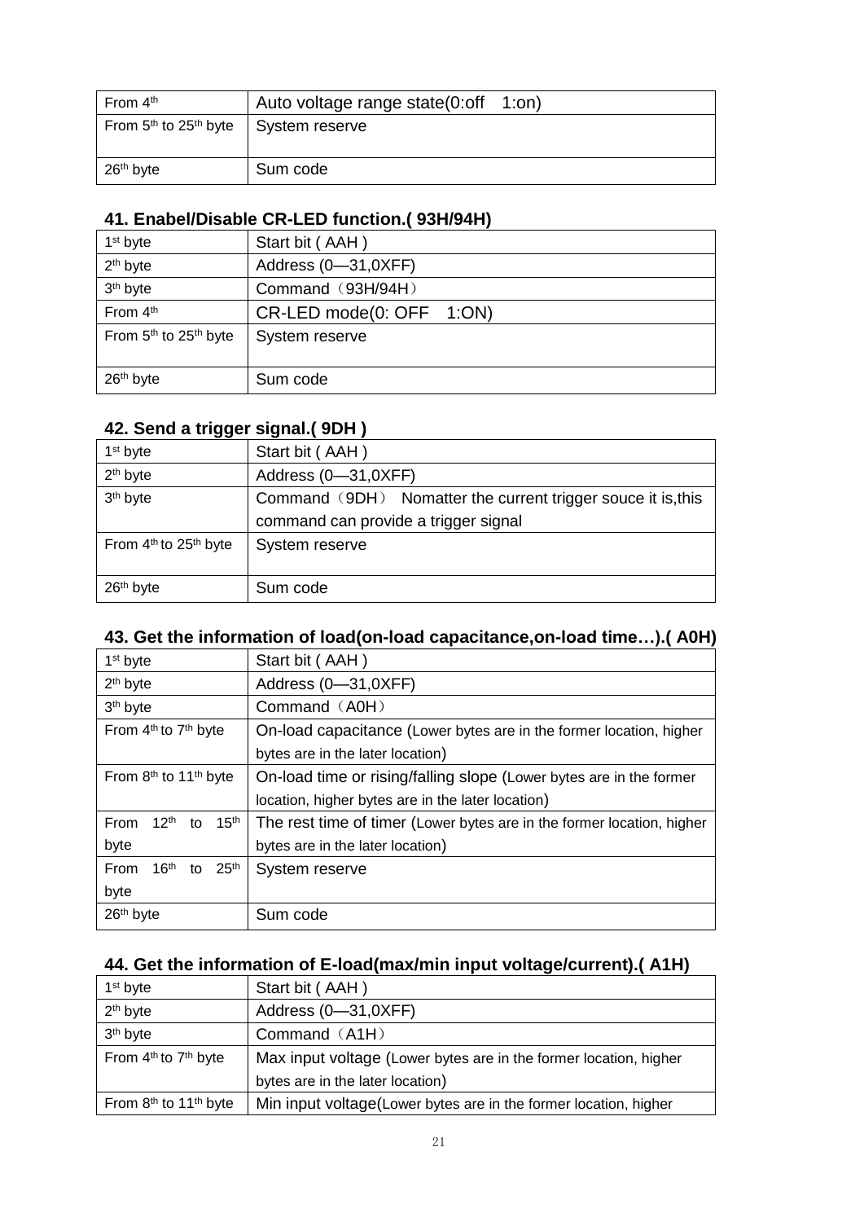| From 4th | Auto voltage range state(0:off 1:on) |
| --- | --- |
| From 5th to 25th byte | System reserve |
| 26th byte | Sum code |

### 41. Enabel/Disable CR-LED function.( 93H/94H)

| 1st byte | Start bit ( AAH ) |
| --- | --- |
| 2th byte | Address (0—31,0XFF) |
| 3th byte | Command（93H/94H） |
| From 4th | CR-LED mode(0: OFF 1:ON) |
| From 5th to 25th byte | System reserve |
| 26th byte | Sum code |

### 42. Send a trigger signal.( 9DH )

| 1st byte | Start bit ( AAH ) |
| --- | --- |
| 2th byte | Address (0—31,0XFF) |
| 3th byte | Command（9DH） Nomatter the current trigger souce it is,this command can provide a trigger signal |
| From 4th to 25th byte | System reserve |
| 26th byte | Sum code |

### 43. Get the information of load(on-load capacitance,on-load time…).( A0H)

| 1st byte | Start bit ( AAH ) |
| --- | --- |
| 2th byte | Address (0—31,0XFF) |
| 3th byte | Command（A0H） |
| From 4th to 7th byte | On-load capacitance (Lower bytes are in the former location, higher bytes are in the later location) |
| From 8th to 11th byte | On-load time or rising/falling slope (Lower bytes are in the former location, higher bytes are in the later location) |
| From 12th to 15th byte | The rest time of timer (Lower bytes are in the former location, higher bytes are in the later location) |
| From 16th to 25th byte | System reserve |
| 26th byte | Sum code |

### 44. Get the information of E-load(max/min input voltage/current).( A1H)

| 1st byte | Start bit ( AAH ) |
| --- | --- |
| 2th byte | Address (0—31,0XFF) |
| 3th byte | Command（A1H） |
| From 4th to 7th byte | Max input voltage (Lower bytes are in the former location, higher bytes are in the later location) |
| From 8th to 11th byte | Min input voltage(Lower bytes are in the former location, higher |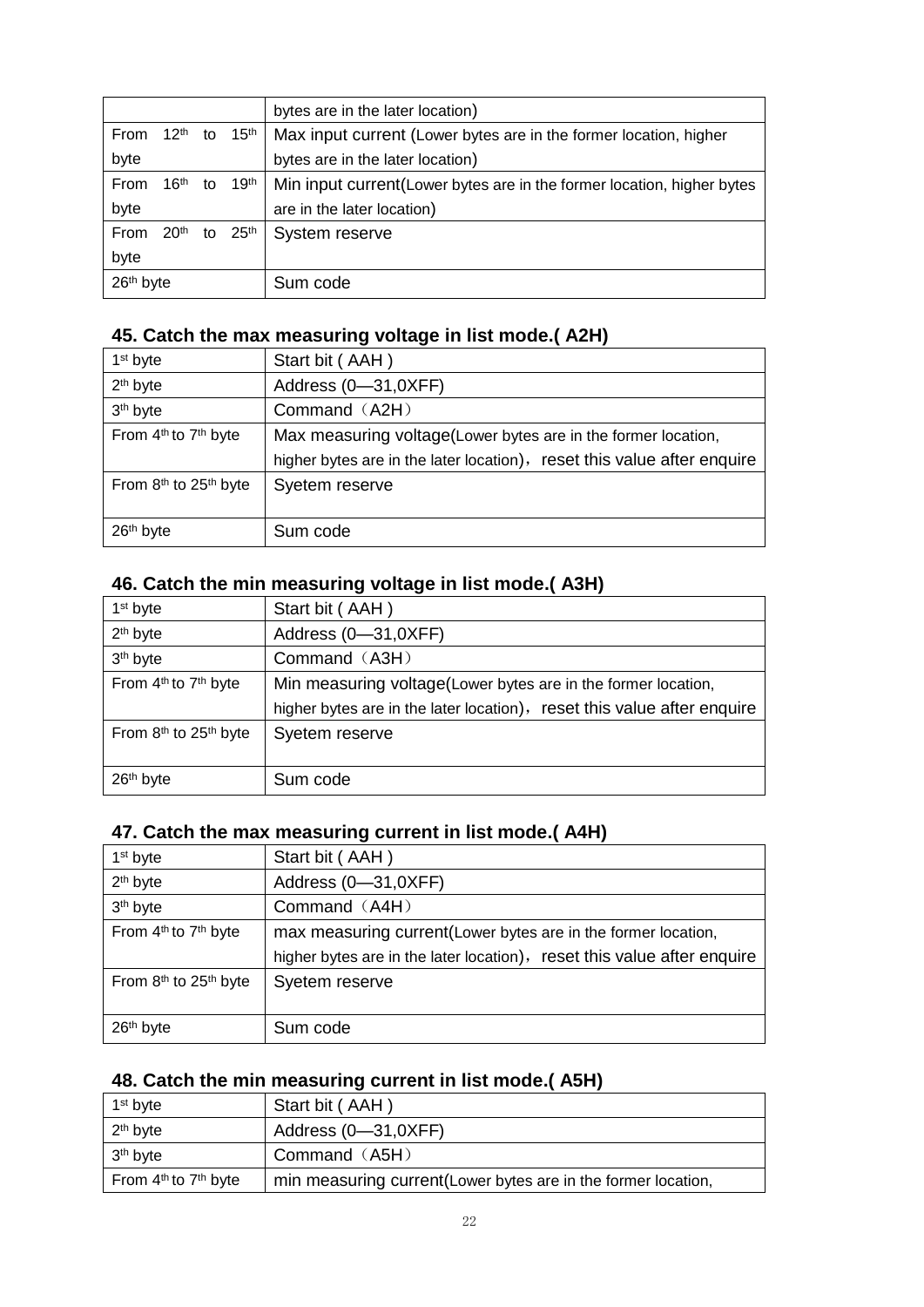| | |
|---|---|
| | bytes are in the later location) |
| From 12th to 15th byte | Max input current (Lower bytes are in the former location, higher bytes are in the later location) |
| From 16th to 19th byte | Min input current(Lower bytes are in the former location, higher bytes are in the later location) |
| From 20th to 25th byte | System reserve |
| 26th byte | Sum code |

### 45. Catch the max measuring voltage in list mode.( A2H)

| | |
|---|---|
| 1st byte | Start bit ( AAH ) |
| 2th byte | Address (0—31,0XFF) |
| 3th byte | Command（A2H） |
| From 4th to 7th byte | Max measuring voltage(Lower bytes are in the former location, higher bytes are in the later location)，reset this value after enquire |
| From 8th to 25th byte | Syetem reserve |
| 26th byte | Sum code |

### 46. Catch the min measuring voltage in list mode.( A3H)

| | |
|---|---|
| 1st byte | Start bit ( AAH ) |
| 2th byte | Address (0—31,0XFF) |
| 3th byte | Command（A3H） |
| From 4th to 7th byte | Min measuring voltage(Lower bytes are in the former location, higher bytes are in the later location)，reset this value after enquire |
| From 8th to 25th byte | Syetem reserve |
| 26th byte | Sum code |

### 47. Catch the max measuring current in list mode.( A4H)

| | |
|---|---|
| 1st byte | Start bit ( AAH ) |
| 2th byte | Address (0—31,0XFF) |
| 3th byte | Command（A4H） |
| From 4th to 7th byte | max measuring current(Lower bytes are in the former location, higher bytes are in the later location)，reset this value after enquire |
| From 8th to 25th byte | Syetem reserve |
| 26th byte | Sum code |

### 48. Catch the min measuring current in list mode.( A5H)

| | |
|---|---|
| 1st byte | Start bit ( AAH ) |
| 2th byte | Address (0—31,0XFF) |
| 3th byte | Command（A5H） |
| From 4th to 7th byte | min measuring current(Lower bytes are in the former location, |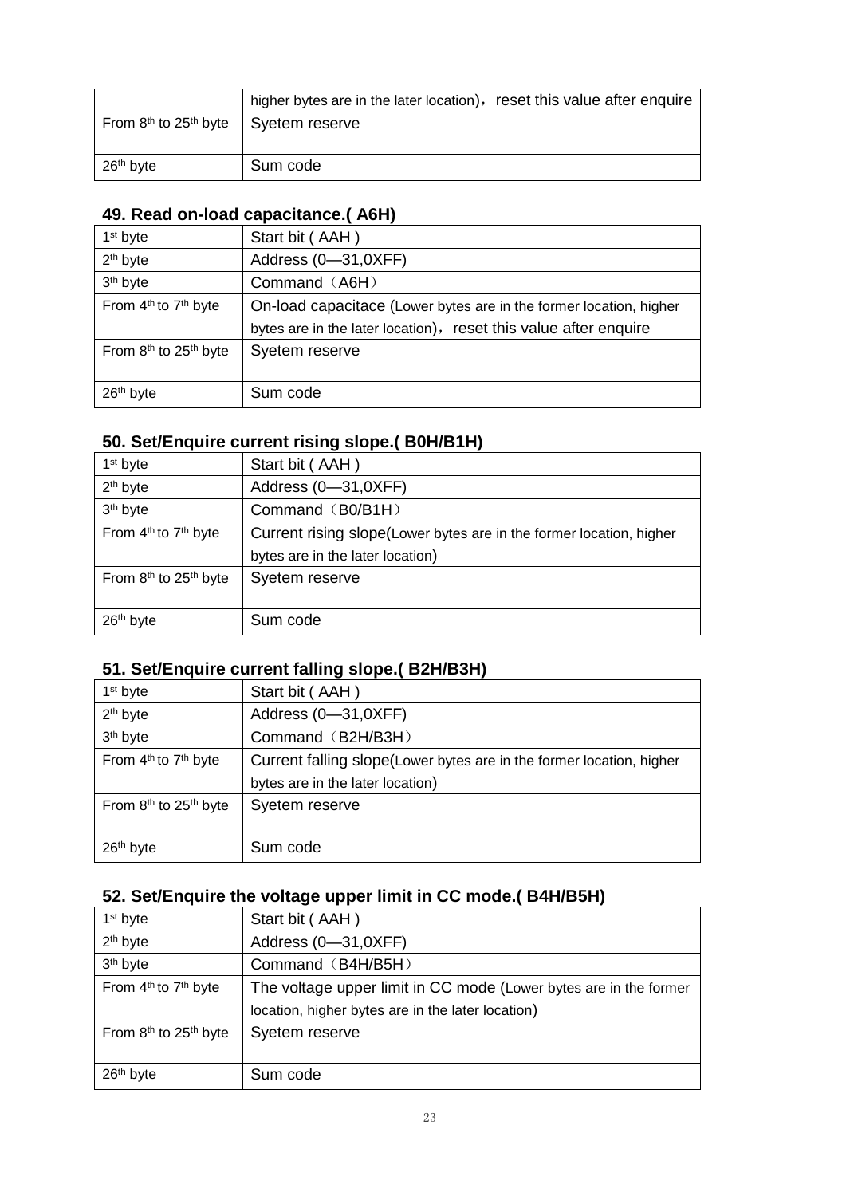| | higher bytes are in the later location)，reset this value after enquire |
|---|---|
| From 8th to 25th byte | Syetem reserve |
| 26th byte | Sum code |

### 49. Read on-load capacitance.( A6H)

| 1st byte | Start bit ( AAH ) |
|---|---|
| 2th byte | Address (0—31,0XFF) |
| 3th byte | Command（A6H） |
| From 4th to 7th byte | On-load capacitace (Lower bytes are in the former location, higher bytes are in the later location)，reset this value after enquire |
| From 8th to 25th byte | Syetem reserve |
| 26th byte | Sum code |

### 50. Set/Enquire current rising slope.( B0H/B1H)

| 1st byte | Start bit ( AAH ) |
|---|---|
| 2th byte | Address (0—31,0XFF) |
| 3th byte | Command（B0/B1H） |
| From 4th to 7th byte | Current rising slope(Lower bytes are in the former location, higher bytes are in the later location) |
| From 8th to 25th byte | Syetem reserve |
| 26th byte | Sum code |

### 51. Set/Enquire current falling slope.( B2H/B3H)

| 1st byte | Start bit ( AAH ) |
|---|---|
| 2th byte | Address (0—31,0XFF) |
| 3th byte | Command（B2H/B3H） |
| From 4th to 7th byte | Current falling slope(Lower bytes are in the former location, higher bytes are in the later location) |
| From 8th to 25th byte | Syetem reserve |
| 26th byte | Sum code |

### 52. Set/Enquire the voltage upper limit in CC mode.( B4H/B5H)

| 1st byte | Start bit ( AAH ) |
|---|---|
| 2th byte | Address (0—31,0XFF) |
| 3th byte | Command（B4H/B5H） |
| From 4th to 7th byte | The voltage upper limit in CC mode (Lower bytes are in the former location, higher bytes are in the later location) |
| From 8th to 25th byte | Syetem reserve |
| 26th byte | Sum code |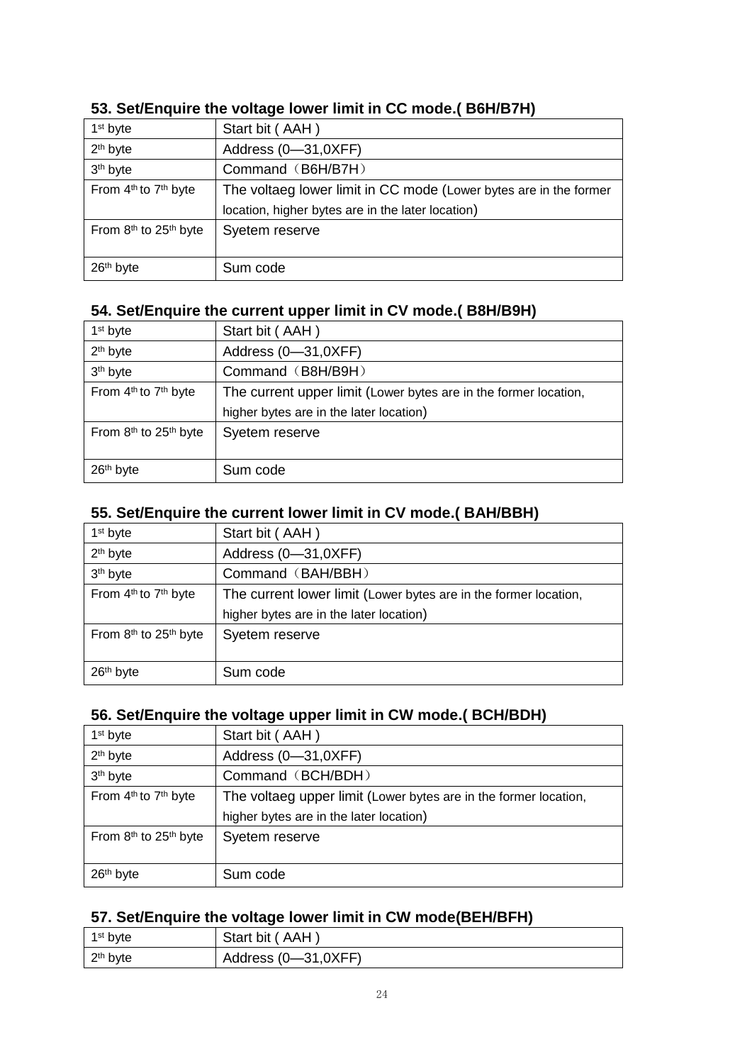### 53. Set/Enquire the voltage lower limit in CC mode.( B6H/B7H)

| 1st byte | Start bit ( AAH ) |
|---|---|
| 2th byte | Address (0—31,0XFF) |
| 3th byte | Command（B6H/B7H） |
| From 4th to 7th byte | The voltaeg lower limit in CC mode (Lower bytes are in the former location, higher bytes are in the later location) |
| From 8th to 25th byte | Syetem reserve |
| 26th byte | Sum code |

### 54. Set/Enquire the current upper limit in CV mode.( B8H/B9H)

| 1st byte | Start bit ( AAH ) |
|---|---|
| 2th byte | Address (0—31,0XFF) |
| 3th byte | Command（B8H/B9H） |
| From 4th to 7th byte | The current upper limit (Lower bytes are in the former location, higher bytes are in the later location) |
| From 8th to 25th byte | Syetem reserve |
| 26th byte | Sum code |

### 55. Set/Enquire the current lower limit in CV mode.( BAH/BBH)

| 1st byte | Start bit ( AAH ) |
|---|---|
| 2th byte | Address (0—31,0XFF) |
| 3th byte | Command（BAH/BBH） |
| From 4th to 7th byte | The current lower limit (Lower bytes are in the former location, higher bytes are in the later location) |
| From 8th to 25th byte | Syetem reserve |
| 26th byte | Sum code |

### 56. Set/Enquire the voltage upper limit in CW mode.( BCH/BDH)

| 1st byte | Start bit ( AAH ) |
|---|---|
| 2th byte | Address (0—31,0XFF) |
| 3th byte | Command（BCH/BDH） |
| From 4th to 7th byte | The voltaeg upper limit (Lower bytes are in the former location, higher bytes are in the later location) |
| From 8th to 25th byte | Syetem reserve |
| 26th byte | Sum code |

### 57. Set/Enquire the voltage lower limit in CW mode(BEH/BFH)

| 1st byte | Start bit ( AAH ) |
|---|---|
| 2th byte | Address (0—31,0XFF) |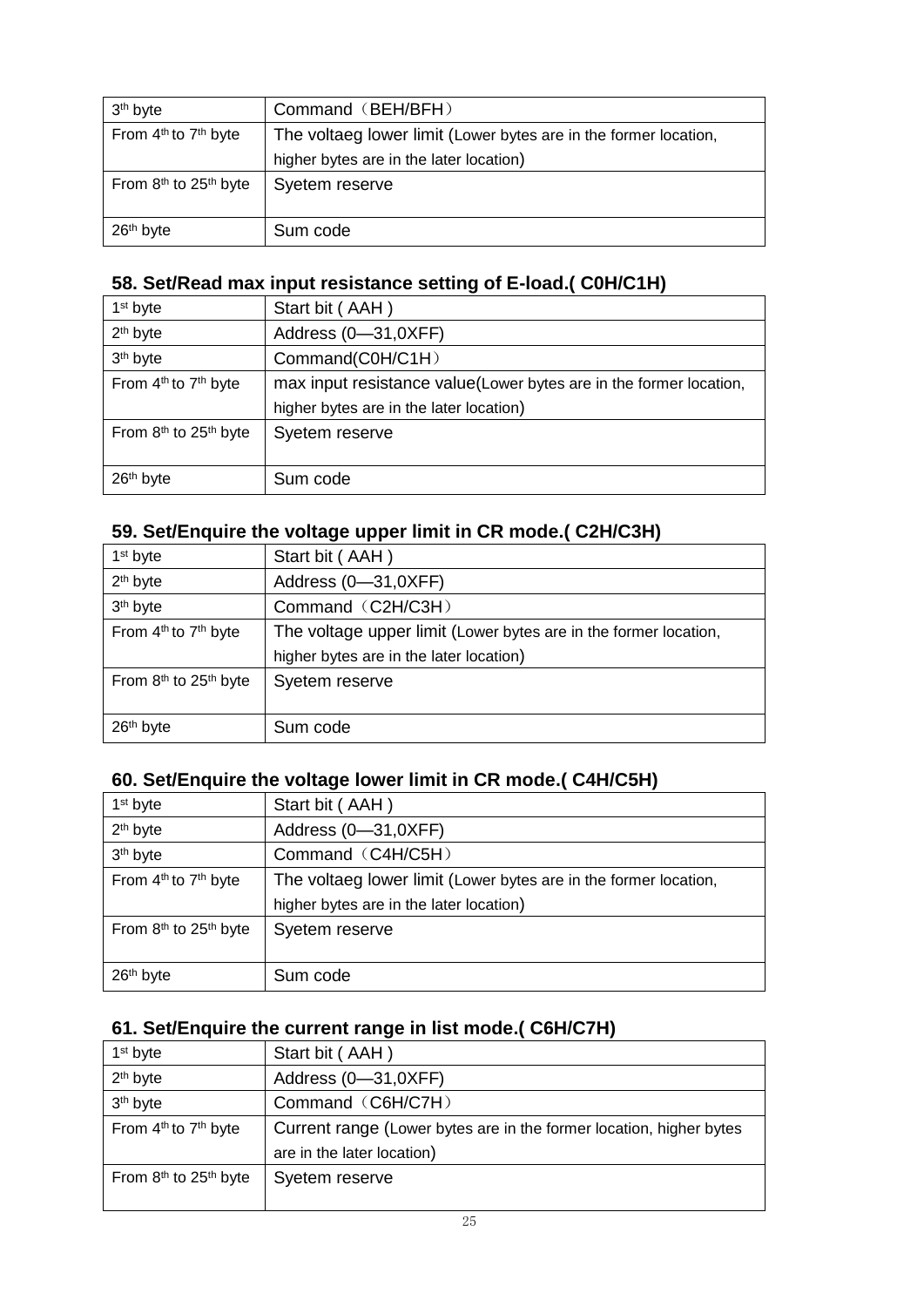| 3th byte | Command（BEH/BFH） |
| --- | --- |
| From 4th to 7th byte | The voltaeg lower limit (Lower bytes are in the former location, higher bytes are in the later location) |
| From 8th to 25th byte | Syetem reserve |
| 26th byte | Sum code |

## 58. Set/Read max input resistance setting of E-load.( C0H/C1H)

| 1st byte | Start bit ( AAH ) |
| --- | --- |
| 2th byte | Address (0—31,0XFF) |
| 3th byte | Command(C0H/C1H） |
| From 4th to 7th byte | max input resistance value(Lower bytes are in the former location, higher bytes are in the later location) |
| From 8th to 25th byte | Syetem reserve |
| 26th byte | Sum code |

## 59. Set/Enquire the voltage upper limit in CR mode.( C2H/C3H)

| 1st byte | Start bit ( AAH ) |
| --- | --- |
| 2th byte | Address (0—31,0XFF) |
| 3th byte | Command（C2H/C3H） |
| From 4th to 7th byte | The voltage upper limit (Lower bytes are in the former location, higher bytes are in the later location) |
| From 8th to 25th byte | Syetem reserve |
| 26th byte | Sum code |

## 60. Set/Enquire the voltage lower limit in CR mode.( C4H/C5H)

| 1st byte | Start bit ( AAH ) |
| --- | --- |
| 2th byte | Address (0—31,0XFF) |
| 3th byte | Command（C4H/C5H） |
| From 4th to 7th byte | The voltaeg lower limit (Lower bytes are in the former location, higher bytes are in the later location) |
| From 8th to 25th byte | Syetem reserve |
| 26th byte | Sum code |

## 61. Set/Enquire the current range in list mode.( C6H/C7H)

| 1st byte | Start bit ( AAH ) |
| --- | --- |
| 2th byte | Address (0—31,0XFF) |
| 3th byte | Command（C6H/C7H） |
| From 4th to 7th byte | Current range (Lower bytes are in the former location, higher bytes are in the later location) |
| From 8th to 25th byte | Syetem reserve |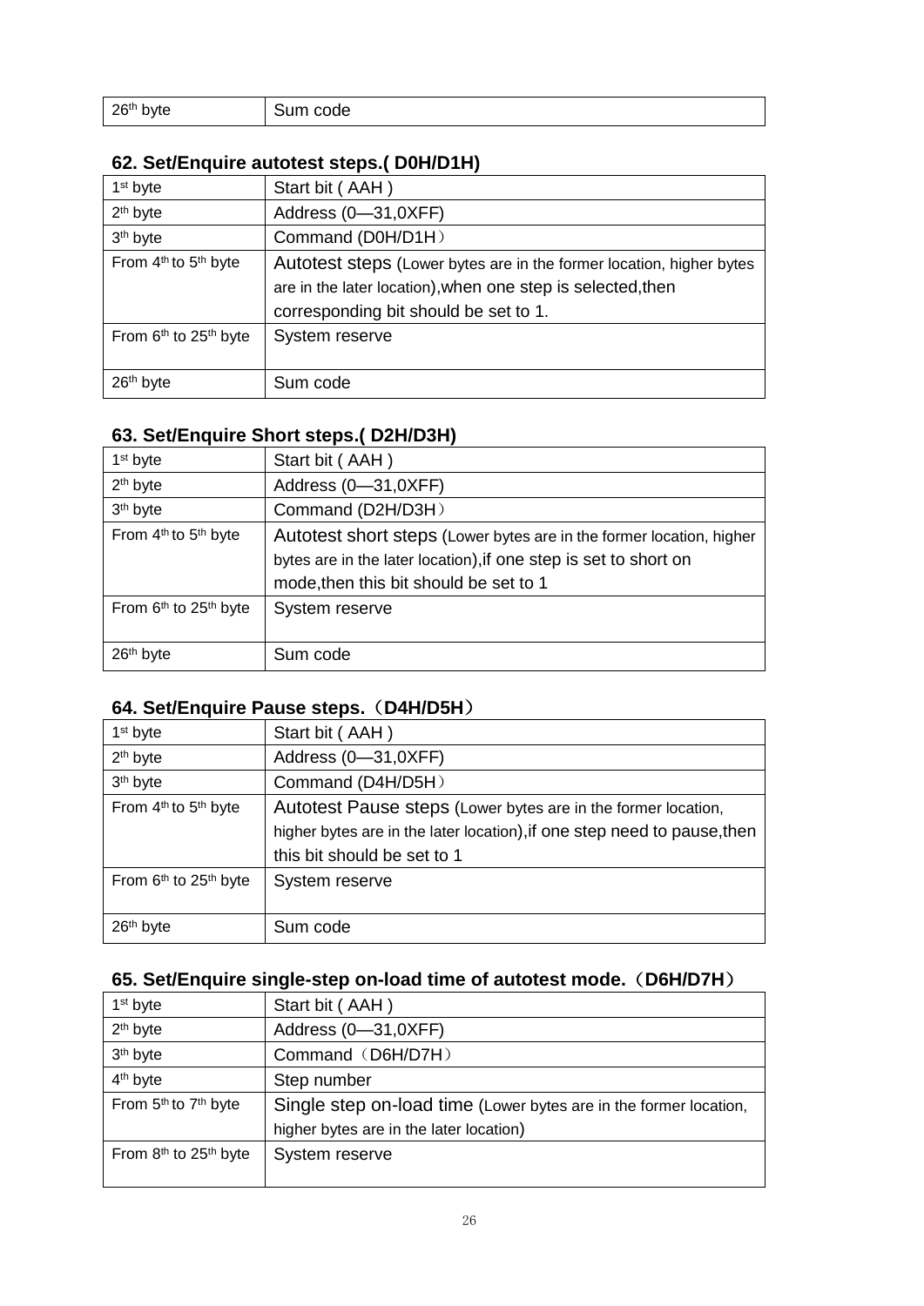| 26th byte | Sum code |
| --- | --- |

### 62. Set/Enquire autotest steps.( D0H/D1H)

| 1st byte | Start bit ( AAH ) |
| --- | --- |
| 2th byte | Address (0—31,0XFF) |
| 3th byte | Command (D0H/D1H） |
| From 4th to 5th byte | Autotest steps (Lower bytes are in the former location, higher bytes are in the later location),when one step is selected,then corresponding bit should be set to 1. |
| From 6th to 25th byte | System reserve |
| 26th byte | Sum code |

### 63. Set/Enquire Short steps.( D2H/D3H)

| 1st byte | Start bit ( AAH ) |
| --- | --- |
| 2th byte | Address (0—31,0XFF) |
| 3th byte | Command (D2H/D3H） |
| From 4th to 5th byte | Autotest short steps (Lower bytes are in the former location, higher bytes are in the later location),if one step is set to short on mode,then this bit should be set to 1 |
| From 6th to 25th byte | System reserve |
| 26th byte | Sum code |

### 64. Set/Enquire Pause steps.（D4H/D5H）

| 1st byte | Start bit ( AAH ) |
| --- | --- |
| 2th byte | Address (0—31,0XFF) |
| 3th byte | Command (D4H/D5H） |
| From 4th to 5th byte | Autotest Pause steps (Lower bytes are in the former location, higher bytes are in the later location),if one step need to pause,then this bit should be set to 1 |
| From 6th to 25th byte | System reserve |
| 26th byte | Sum code |

### 65. Set/Enquire single-step on-load time of autotest mode.（D6H/D7H）

| 1st byte | Start bit ( AAH ) |
| --- | --- |
| 2th byte | Address (0—31,0XFF) |
| 3th byte | Command（D6H/D7H） |
| 4th byte | Step number |
| From 5th to 7th byte | Single step on-load time (Lower bytes are in the former location, higher bytes are in the later location) |
| From 8th to 25th byte | System reserve |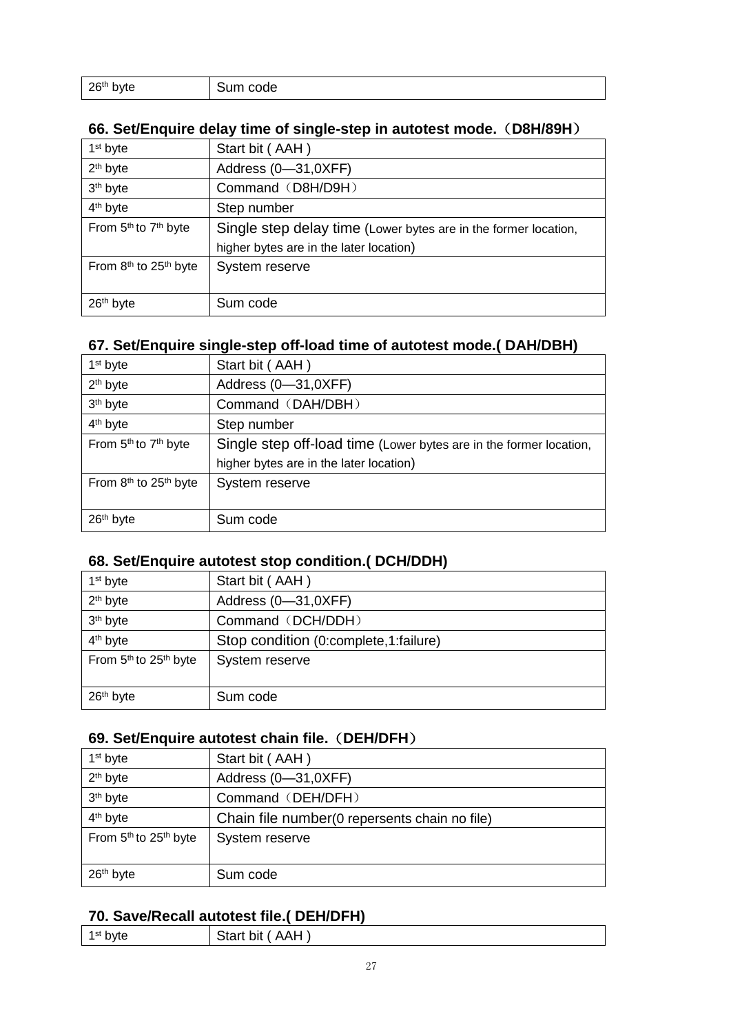| 26th byte | Sum code |
|---|---|

### 66. Set/Enquire delay time of single-step in autotest mode.（D8H/89H）

| 1st byte | Start bit ( AAH ) |
|---|---|
| 2th byte | Address (0—31,0XFF) |
| 3th byte | Command（D8H/D9H） |
| 4th byte | Step number |
| From 5th to 7th byte | Single step delay time (Lower bytes are in the former location, higher bytes are in the later location) |
| From 8th to 25th byte | System reserve |
| 26th byte | Sum code |

### 67. Set/Enquire single-step off-load time of autotest mode.( DAH/DBH)

| 1st byte | Start bit ( AAH ) |
|---|---|
| 2th byte | Address (0—31,0XFF) |
| 3th byte | Command（DAH/DBH） |
| 4th byte | Step number |
| From 5th to 7th byte | Single step off-load time (Lower bytes are in the former location, higher bytes are in the later location) |
| From 8th to 25th byte | System reserve |
| 26th byte | Sum code |

### 68. Set/Enquire autotest stop condition.( DCH/DDH)

| 1st byte | Start bit ( AAH ) |
|---|---|
| 2th byte | Address (0—31,0XFF) |
| 3th byte | Command（DCH/DDH） |
| 4th byte | Stop condition (0:complete,1:failure) |
| From 5th to 25th byte | System reserve |
| 26th byte | Sum code |

### 69. Set/Enquire autotest chain file.（DEH/DFH）

| 1st byte | Start bit ( AAH ) |
|---|---|
| 2th byte | Address (0—31,0XFF) |
| 3th byte | Command（DEH/DFH） |
| 4th byte | Chain file number(0 repersents chain no file) |
| From 5th to 25th byte | System reserve |
| 26th byte | Sum code |

### 70. Save/Recall autotest file.( DEH/DFH)

| 1st byte | Start bit ( AAH ) |
|---|---|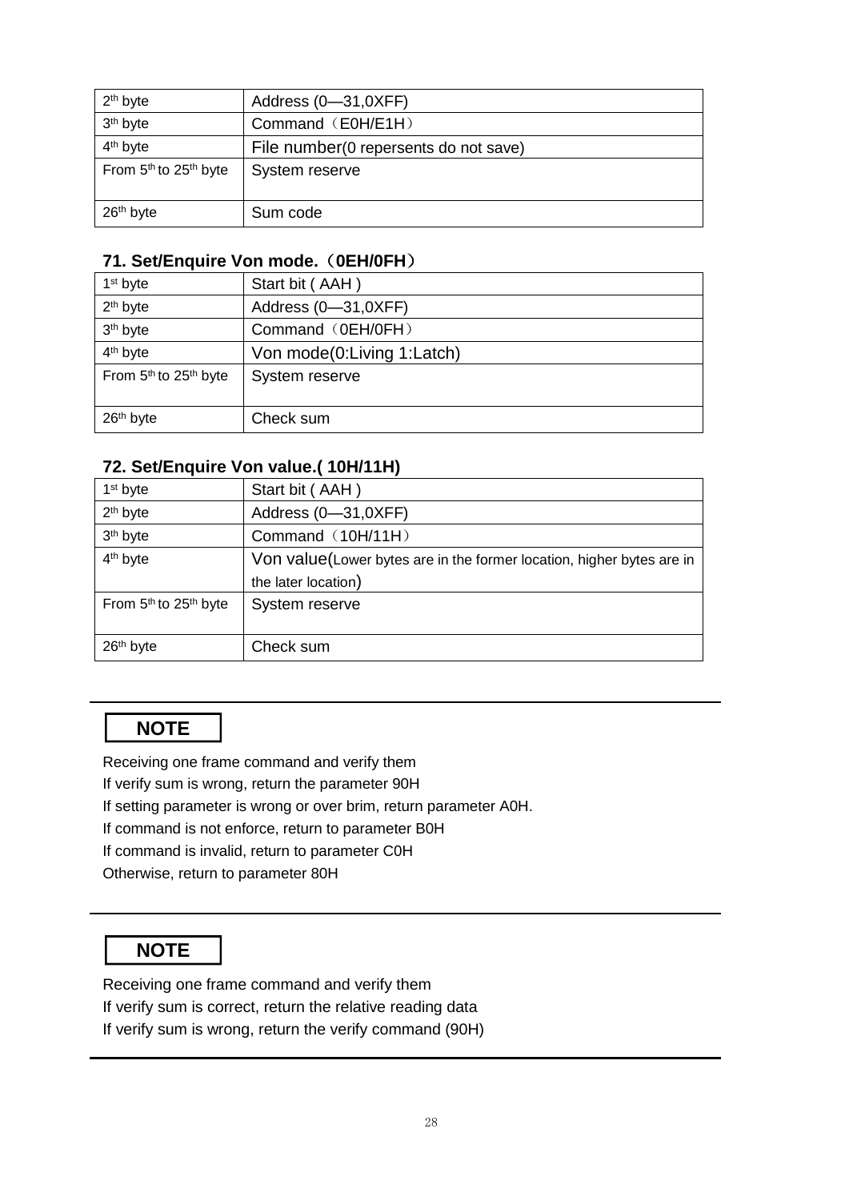| | |
|---|---|
| 2th byte | Address (0—31,0XFF) |
| 3th byte | Command（E0H/E1H） |
| 4th byte | File number(0 repersents do not save) |
| From 5th to 25th byte | System reserve |
| 26th byte | Sum code |

### 71. Set/Enquire Von mode.（0EH/0FH）

| | |
|---|---|
| 1st byte | Start bit ( AAH ) |
| 2th byte | Address (0—31,0XFF) |
| 3th byte | Command（0EH/0FH） |
| 4th byte | Von mode(0:Living 1:Latch) |
| From 5th to 25th byte | System reserve |
| 26th byte | Check sum |

### 72. Set/Enquire Von value.( 10H/11H)

| | |
|---|---|
| 1st byte | Start bit ( AAH ) |
| 2th byte | Address (0—31,0XFF) |
| 3th byte | Command（10H/11H） |
| 4th byte | Von value(Lower bytes are in the former location, higher bytes are in the later location) |
| From 5th to 25th byte | System reserve |
| 26th byte | Check sum |

**NOTE**

Receiving one frame command and verify them
If verify sum is wrong, return the parameter 90H
If setting parameter is wrong or over brim, return parameter A0H.
If command is not enforce, return to parameter B0H
If command is invalid, return to parameter C0H
Otherwise, return to parameter 80H

**NOTE**

Receiving one frame command and verify them
If verify sum is correct, return the relative reading data
If verify sum is wrong, return the verify command (90H)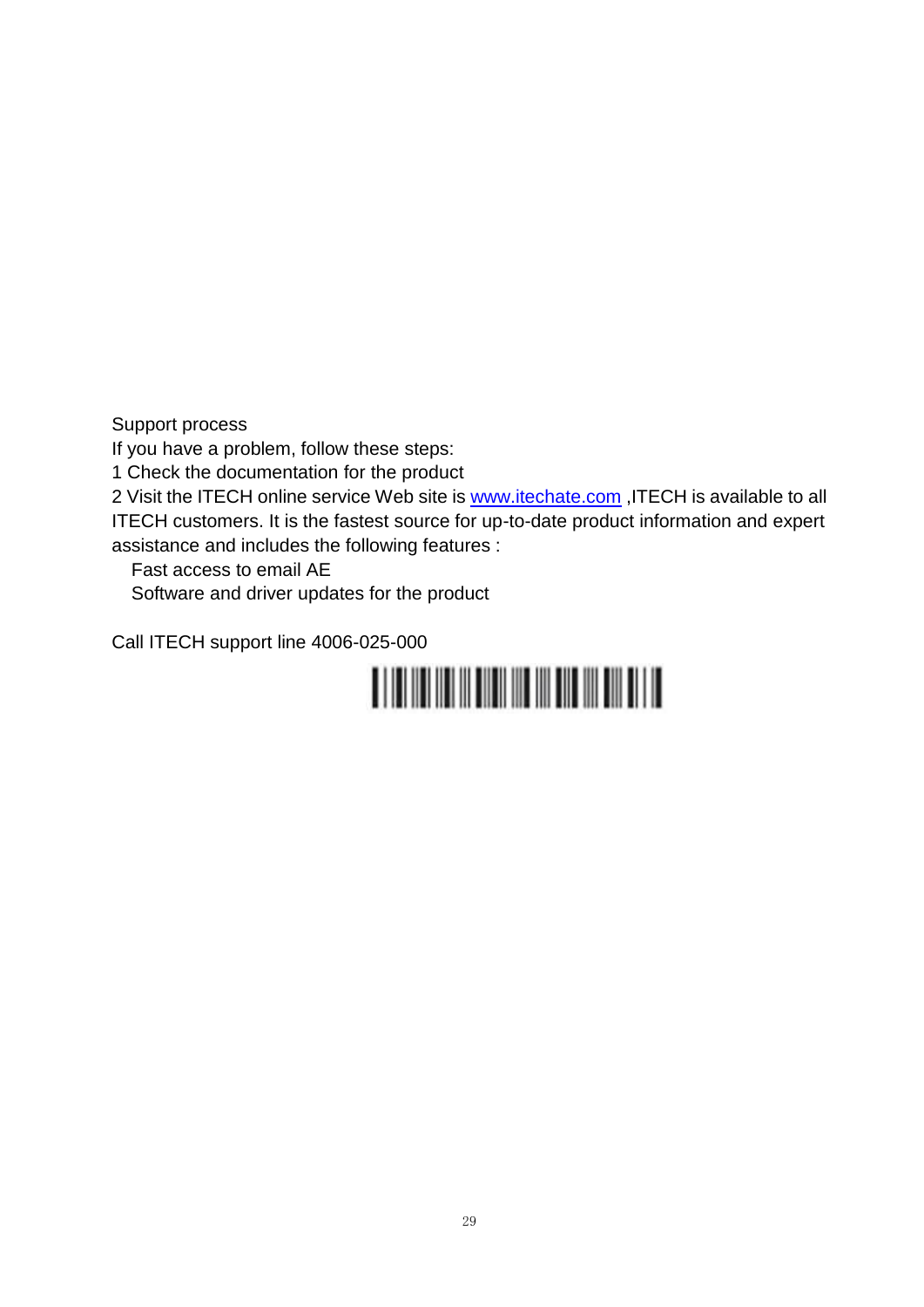Support process

If you have a problem, follow these steps:

1 Check the documentation for the product

2 Visit the ITECH online service Web site is www.itechate.com ,ITECH is available to all ITECH customers. It is the fastest source for up-to-date product information and expert assistance and includes the following features :

Fast access to email AE

Software and driver updates for the product

Call ITECH support line 4006-025-000